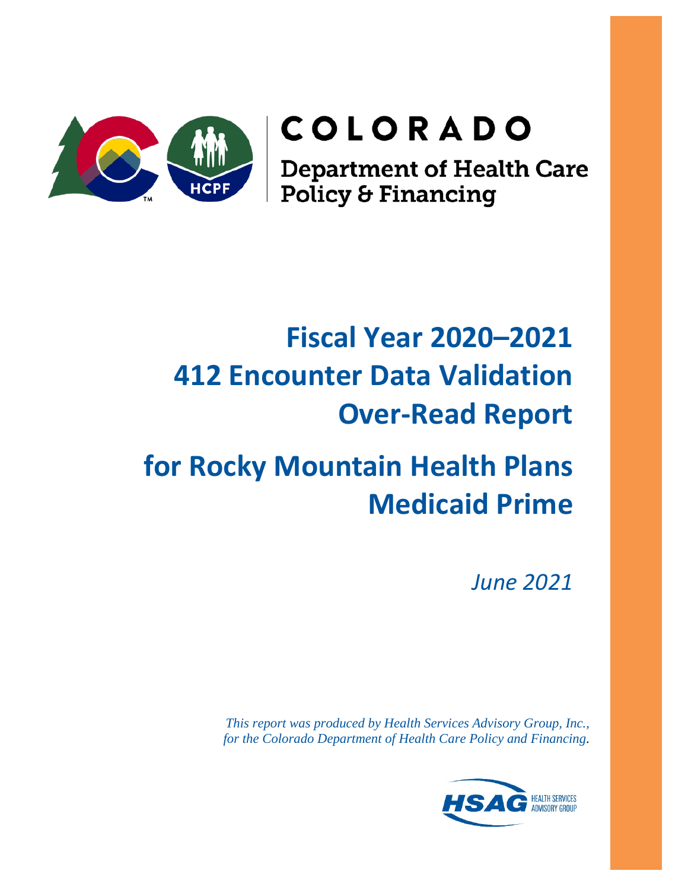COLORADO

Department of Health Care Policy & Financing

# Fiscal Year 2020–2021 412 Encounter Data Validation Over-Read Report

# for Rocky Mountain Health Plans Medicaid Prime

*June 2021*

*This report was produced by Health Services Advisory Group, Inc., for the Colorado Department of Health Care Policy and Financing.*

HSAG HEALTH SERVICES ADVISORY GROUP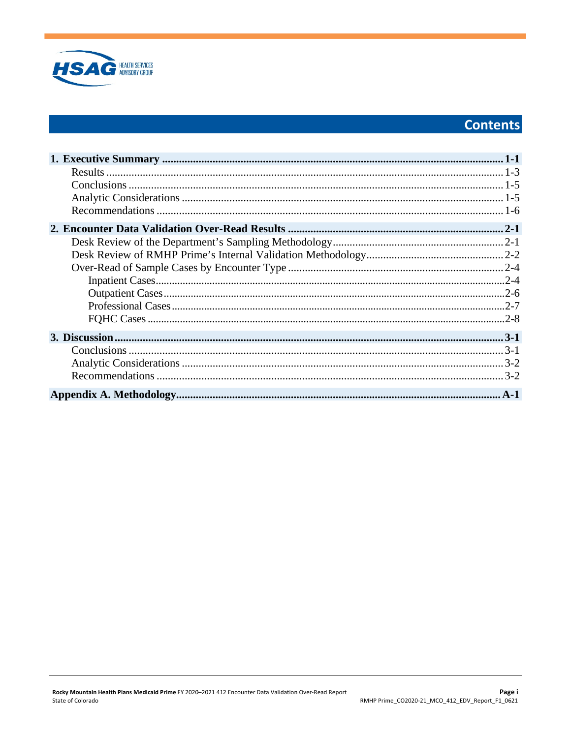# Contents

**1. Executive Summary ........................................................................................................................ 1-1**

Results ............................................................................................................................................ 1-3

Conclusions .................................................................................................................................... 1-5

Analytic Considerations .................................................................................................................. 1-5

Recommendations ........................................................................................................................... 1-6

**2. Encounter Data Validation Over-Read Results ........................................................................... 2-1**

Desk Review of the Department's Sampling Methodology ............................................................ 2-1

Desk Review of RMHP Prime's Internal Validation Methodology ................................................. 2-2

Over-Read of Sample Cases by Encounter Type ............................................................................ 2-4

Inpatient Cases ..................................................................................................................... 2-4

Outpatient Cases ................................................................................................................... 2-6

Professional Cases ................................................................................................................ 2-7

FQHC Cases ......................................................................................................................... 2-8

**3. Discussion ....................................................................................................................................... 3-1**

Conclusions .................................................................................................................................... 3-1

Analytic Considerations .................................................................................................................. 3-2

Recommendations ........................................................................................................................... 3-2

**Appendix A. Methodology ................................................................................................................. A-1**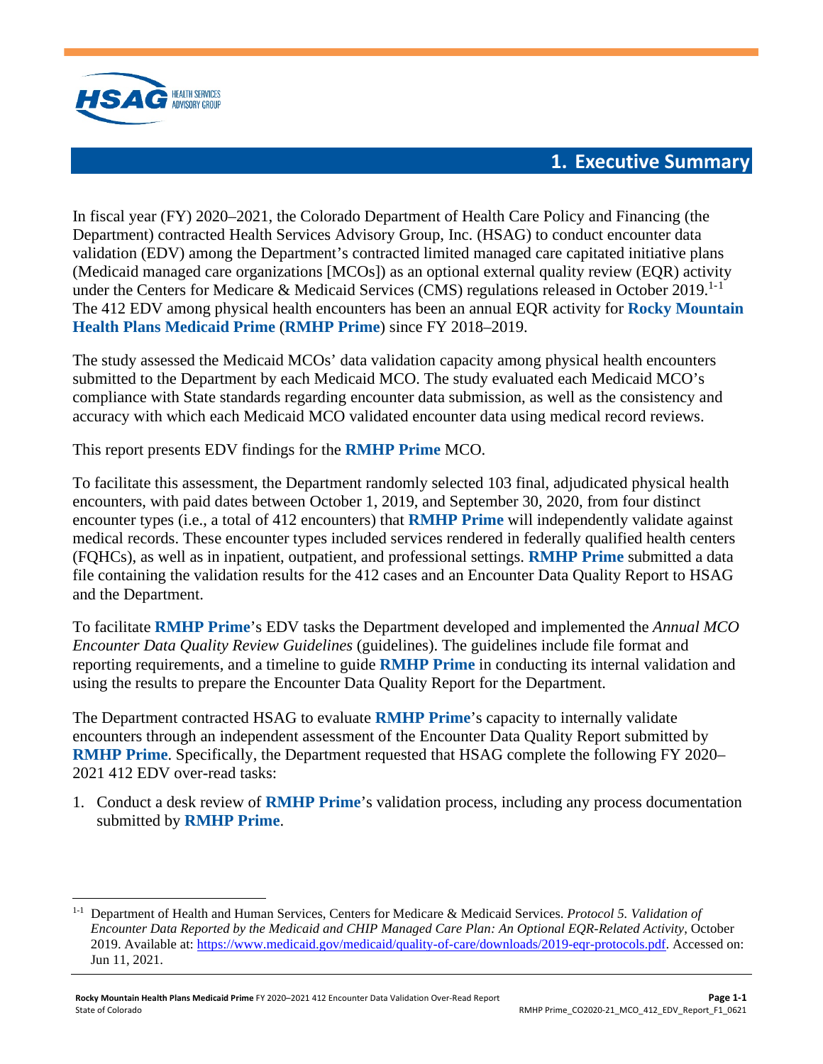# 1. Executive Summary

In fiscal year (FY) 2020–2021, the Colorado Department of Health Care Policy and Financing (the Department) contracted Health Services Advisory Group, Inc. (HSAG) to conduct encounter data validation (EDV) among the Department's contracted limited managed care capitated initiative plans (Medicaid managed care organizations [MCOs]) as an optional external quality review (EQR) activity under the Centers for Medicare & Medicaid Services (CMS) regulations released in October 2019.[1-1] The 412 EDV among physical health encounters has been an annual EQR activity for **Rocky Mountain Health Plans Medicaid Prime** (**RMHP Prime**) since FY 2018–2019.

The study assessed the Medicaid MCOs' data validation capacity among physical health encounters submitted to the Department by each Medicaid MCO. The study evaluated each Medicaid MCO's compliance with State standards regarding encounter data submission, as well as the consistency and accuracy with which each Medicaid MCO validated encounter data using medical record reviews.

This report presents EDV findings for the **RMHP Prime** MCO.

To facilitate this assessment, the Department randomly selected 103 final, adjudicated physical health encounters, with paid dates between October 1, 2019, and September 30, 2020, from four distinct encounter types (i.e., a total of 412 encounters) that **RMHP Prime** will independently validate against medical records. These encounter types included services rendered in federally qualified health centers (FQHCs), as well as in inpatient, outpatient, and professional settings. **RMHP Prime** submitted a data file containing the validation results for the 412 cases and an Encounter Data Quality Report to HSAG and the Department.

To facilitate **RMHP Prime**'s EDV tasks the Department developed and implemented the *Annual MCO Encounter Data Quality Review Guidelines* (guidelines). The guidelines include file format and reporting requirements, and a timeline to guide **RMHP Prime** in conducting its internal validation and using the results to prepare the Encounter Data Quality Report for the Department.

The Department contracted HSAG to evaluate **RMHP Prime**'s capacity to internally validate encounters through an independent assessment of the Encounter Data Quality Report submitted by **RMHP Prime**. Specifically, the Department requested that HSAG complete the following FY 2020–2021 412 EDV over-read tasks:

1. Conduct a desk review of **RMHP Prime**'s validation process, including any process documentation submitted by **RMHP Prime**.

---

[1-1] Department of Health and Human Services, Centers for Medicare & Medicaid Services. *Protocol 5. Validation of Encounter Data Reported by the Medicaid and CHIP Managed Care Plan: An Optional EQR-Related Activity*, October 2019. Available at: https://www.medicaid.gov/medicaid/quality-of-care/downloads/2019-eqr-protocols.pdf. Accessed on: Jun 11, 2021.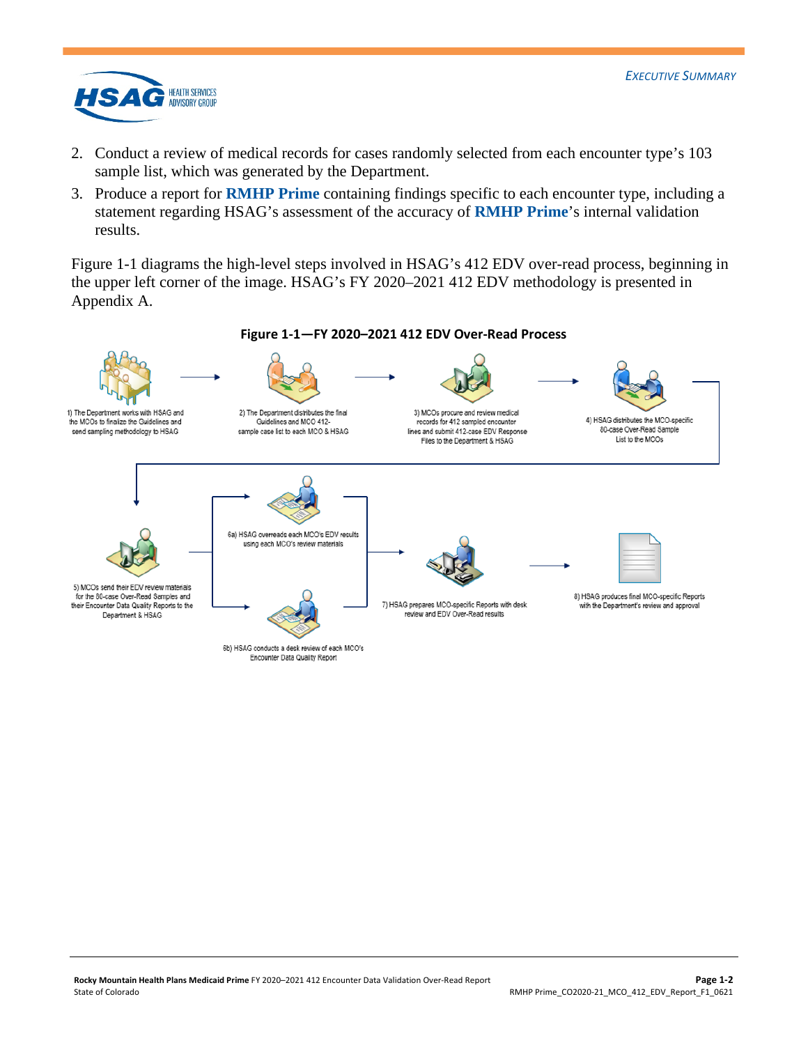2. Conduct a review of medical records for cases randomly selected from each encounter type's 103 sample list, which was generated by the Department.
3. Produce a report for **RMHP Prime** containing findings specific to each encounter type, including a statement regarding HSAG's assessment of the accuracy of **RMHP Prime**'s internal validation results.

Figure 1-1 diagrams the high-level steps involved in HSAG's 412 EDV over-read process, beginning in the upper left corner of the image. HSAG's FY 2020–2021 412 EDV methodology is presented in Appendix A.

**Figure 1-1—FY 2020–2021 412 EDV Over-Read Process**

1) The Department works with HSAG and the MCOs to finalize the Guidelines and send sampling methodology to HSAG

2) The Department distributes the final Guidelines and MCO 412-sample case list to each MCO & HSAG

3) MCOs procure and review medical records for 412 sampled encounter lines and submit 412-case EDV Response Files to the Department & HSAG

4) HSAG distributes the MCO-specific 80-case Over-Read Sample List to the MCOs

5) MCOs send their EDV review materials for the 80-case Over-Read Samples and their Encounter Data Quality Reports to the Department & HSAG

6a) HSAG overreads each MCO's EDV results using each MCO's review materials

6b) HSAG conducts a desk review of each MCO's Encounter Data Quality Report

7) HSAG prepares MCO-specific Reports with desk review and EDV Over-Read results

8) HSAG produces final MCO-specific Reports with the Department's review and approval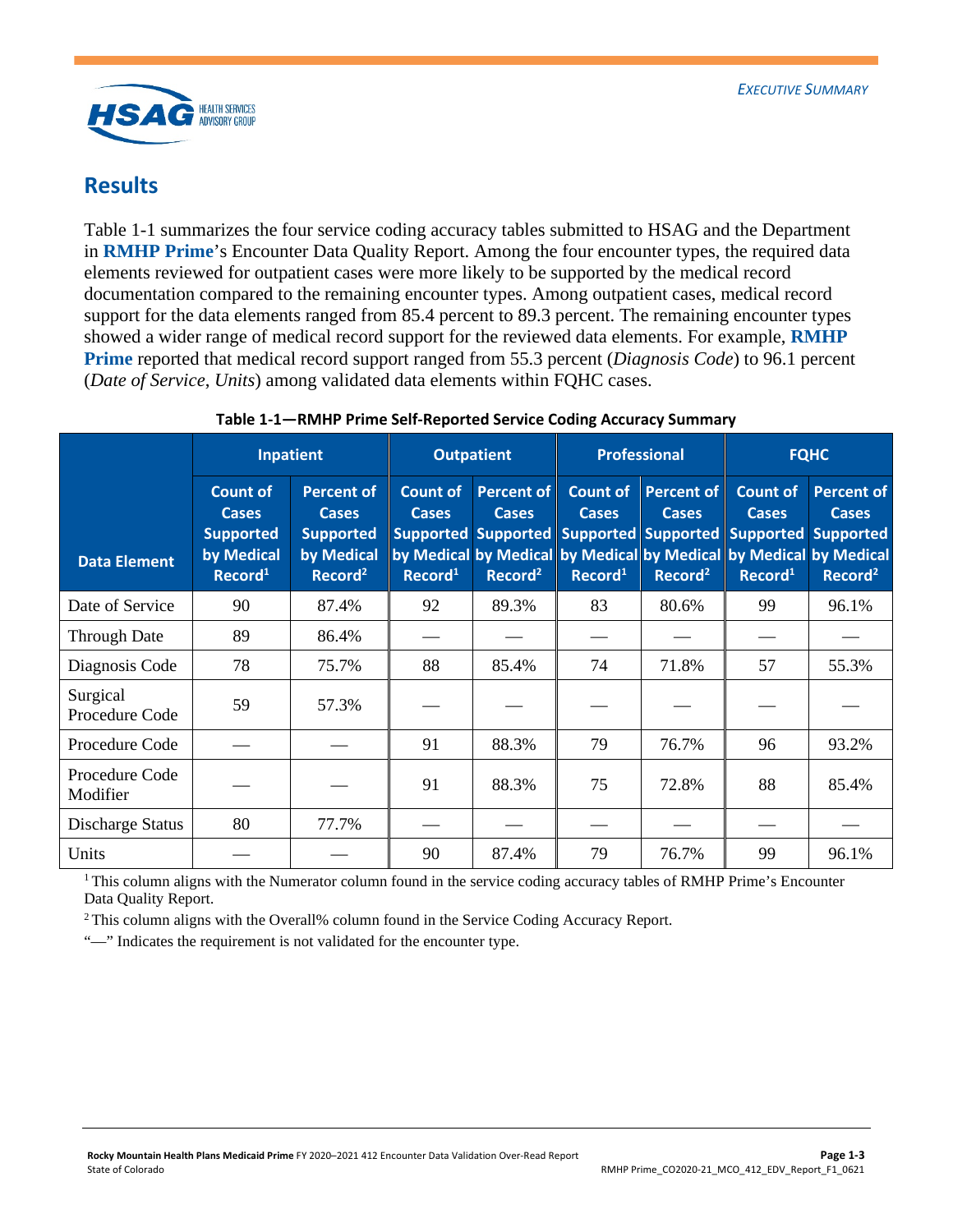## Results

Table 1-1 summarizes the four service coding accuracy tables submitted to HSAG and the Department in **RMHP Prime**'s Encounter Data Quality Report. Among the four encounter types, the required data elements reviewed for outpatient cases were more likely to be supported by the medical record documentation compared to the remaining encounter types. Among outpatient cases, medical record support for the data elements ranged from 85.4 percent to 89.3 percent. The remaining encounter types showed a wider range of medical record support for the reviewed data elements. For example, **RMHP Prime** reported that medical record support ranged from 55.3 percent (*Diagnosis Code*) to 96.1 percent (*Date of Service*, *Units*) among validated data elements within FQHC cases.

**Table 1-1—RMHP Prime Self-Reported Service Coding Accuracy Summary**

| Data Element | Inpatient | | Outpatient | | Professional | | FQHC | |
|---|---|---|---|---|---|---|---|---|
| | Count of Cases Supported by Medical Record[1] | Percent of Cases Supported by Medical Record[2] | Count of Cases Supported by Medical Record[1] | Percent of Cases Supported by Medical Record[2] | Count of Cases Supported by Medical Record[1] | Percent of Cases Supported by Medical Record[2] | Count of Cases Supported by Medical Record[1] | Percent of Cases Supported by Medical Record[2] |
| Date of Service | 90 | 87.4% | 92 | 89.3% | 83 | 80.6% | 99 | 96.1% |
| Through Date | 89 | 86.4% | — | — | — | — | — | — |
| Diagnosis Code | 78 | 75.7% | 88 | 85.4% | 74 | 71.8% | 57 | 55.3% |
| Surgical Procedure Code | 59 | 57.3% | — | — | — | — | — | — |
| Procedure Code | — | — | 91 | 88.3% | 79 | 76.7% | 96 | 93.2% |
| Procedure Code Modifier | — | — | 91 | 88.3% | 75 | 72.8% | 88 | 85.4% |
| Discharge Status | 80 | 77.7% | — | — | — | — | — | — |
| Units | — | — | 90 | 87.4% | 79 | 76.7% | 99 | 96.1% |

[1] This column aligns with the Numerator column found in the service coding accuracy tables of RMHP Prime's Encounter Data Quality Report.

[2] This column aligns with the Overall% column found in the Service Coding Accuracy Report.

"—" Indicates the requirement is not validated for the encounter type.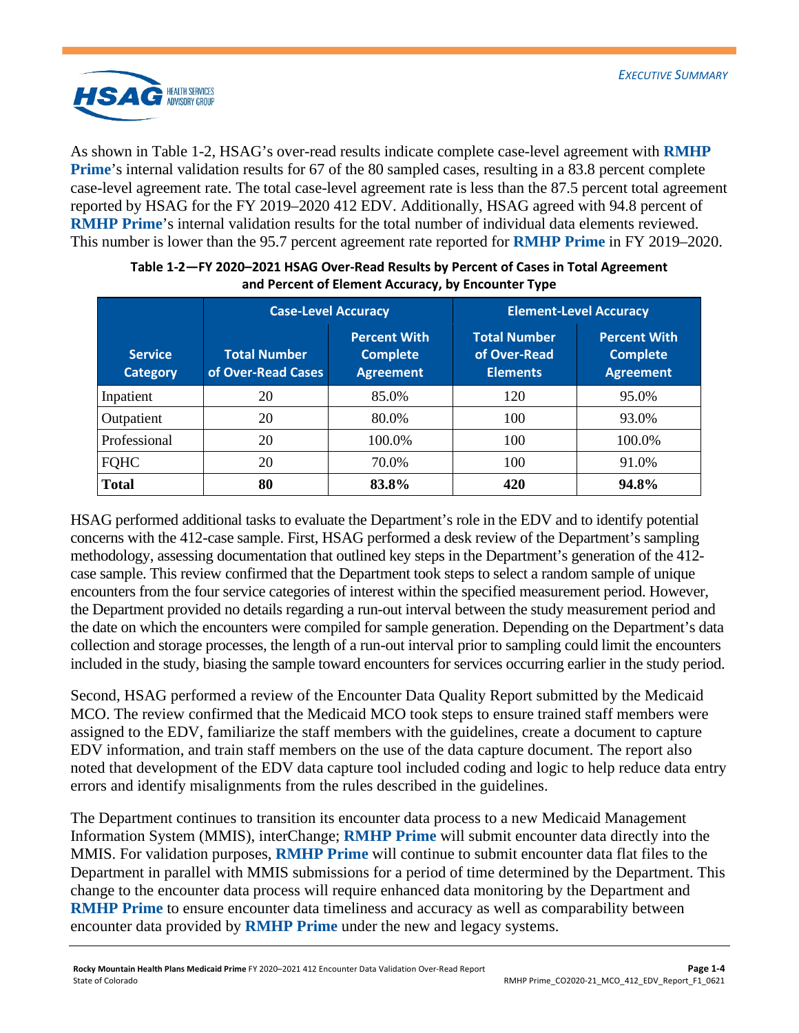As shown in Table 1-2, HSAG's over-read results indicate complete case-level agreement with **RMHP Prime**'s internal validation results for 67 of the 80 sampled cases, resulting in a 83.8 percent complete case-level agreement rate. The total case-level agreement rate is less than the 87.5 percent total agreement reported by HSAG for the FY 2019–2020 412 EDV. Additionally, HSAG agreed with 94.8 percent of **RMHP Prime**'s internal validation results for the total number of individual data elements reviewed. This number is lower than the 95.7 percent agreement rate reported for **RMHP Prime** in FY 2019–2020.

**Table 1-2—FY 2020–2021 HSAG Over-Read Results by Percent of Cases in Total Agreement and Percent of Element Accuracy, by Encounter Type**

| Service Category | Case-Level Accuracy | | Element-Level Accuracy | |
|---|---|---|---|---|
| | Total Number of Over-Read Cases | Percent With Complete Agreement | Total Number of Over-Read Elements | Percent With Complete Agreement |
| Inpatient | 20 | 85.0% | 120 | 95.0% |
| Outpatient | 20 | 80.0% | 100 | 93.0% |
| Professional | 20 | 100.0% | 100 | 100.0% |
| FQHC | 20 | 70.0% | 100 | 91.0% |
| **Total** | **80** | **83.8%** | **420** | **94.8%** |

HSAG performed additional tasks to evaluate the Department's role in the EDV and to identify potential concerns with the 412-case sample. First, HSAG performed a desk review of the Department's sampling methodology, assessing documentation that outlined key steps in the Department's generation of the 412-case sample. This review confirmed that the Department took steps to select a random sample of unique encounters from the four service categories of interest within the specified measurement period. However, the Department provided no details regarding a run-out interval between the study measurement period and the date on which the encounters were compiled for sample generation. Depending on the Department's data collection and storage processes, the length of a run-out interval prior to sampling could limit the encounters included in the study, biasing the sample toward encounters for services occurring earlier in the study period.

Second, HSAG performed a review of the Encounter Data Quality Report submitted by the Medicaid MCO. The review confirmed that the Medicaid MCO took steps to ensure trained staff members were assigned to the EDV, familiarize the staff members with the guidelines, create a document to capture EDV information, and train staff members on the use of the data capture document. The report also noted that development of the EDV data capture tool included coding and logic to help reduce data entry errors and identify misalignments from the rules described in the guidelines.

The Department continues to transition its encounter data process to a new Medicaid Management Information System (MMIS), interChange; **RMHP Prime** will submit encounter data directly into the MMIS. For validation purposes, **RMHP Prime** will continue to submit encounter data flat files to the Department in parallel with MMIS submissions for a period of time determined by the Department. This change to the encounter data process will require enhanced data monitoring by the Department and **RMHP Prime** to ensure encounter data timeliness and accuracy as well as comparability between encounter data provided by **RMHP Prime** under the new and legacy systems.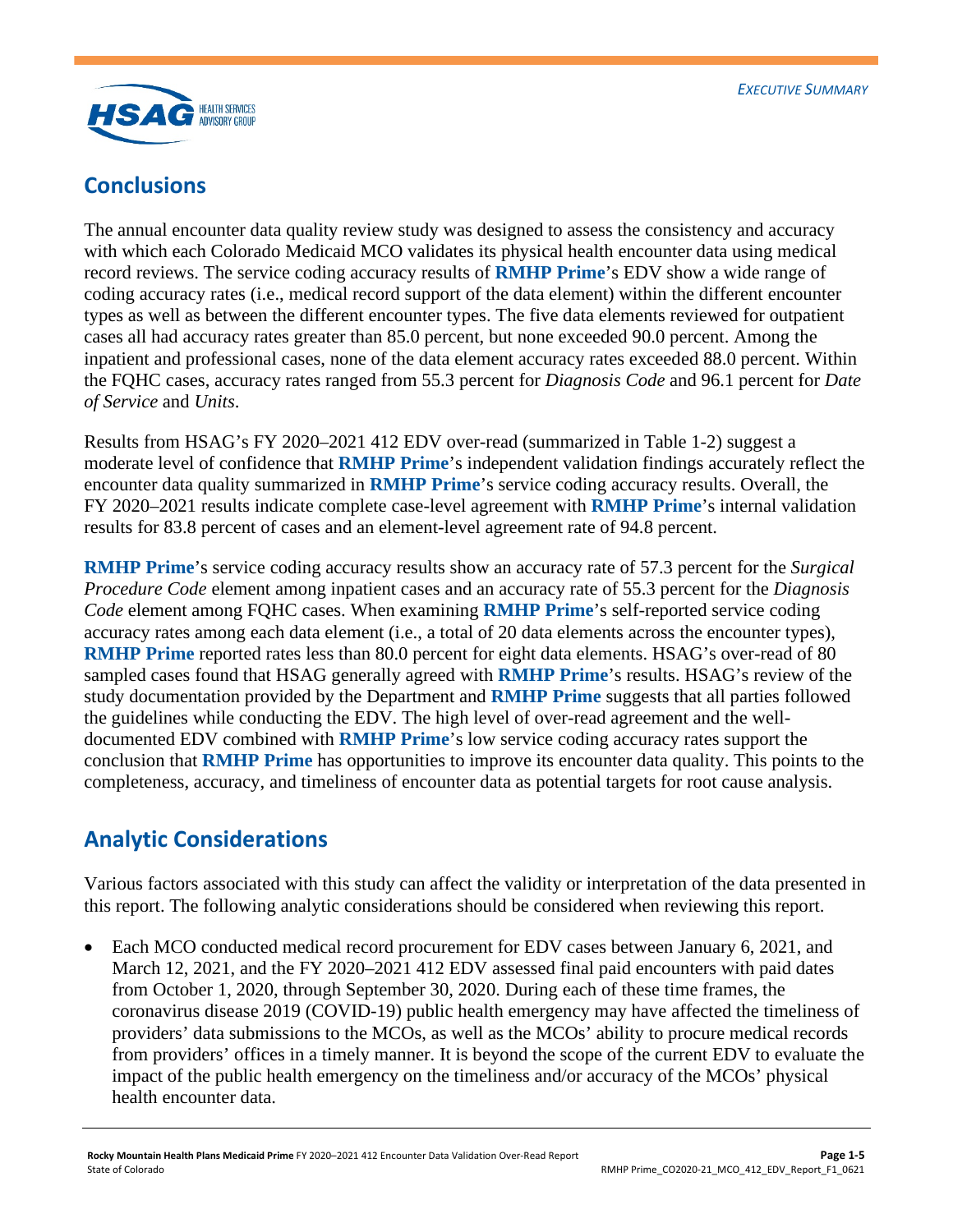## Conclusions

The annual encounter data quality review study was designed to assess the consistency and accuracy with which each Colorado Medicaid MCO validates its physical health encounter data using medical record reviews. The service coding accuracy results of **RMHP Prime**'s EDV show a wide range of coding accuracy rates (i.e., medical record support of the data element) within the different encounter types as well as between the different encounter types. The five data elements reviewed for outpatient cases all had accuracy rates greater than 85.0 percent, but none exceeded 90.0 percent. Among the inpatient and professional cases, none of the data element accuracy rates exceeded 88.0 percent. Within the FQHC cases, accuracy rates ranged from 55.3 percent for *Diagnosis Code* and 96.1 percent for *Date of Service* and *Units*.

Results from HSAG's FY 2020–2021 412 EDV over-read (summarized in Table 1-2) suggest a moderate level of confidence that **RMHP Prime**'s independent validation findings accurately reflect the encounter data quality summarized in **RMHP Prime**'s service coding accuracy results. Overall, the FY 2020–2021 results indicate complete case-level agreement with **RMHP Prime**'s internal validation results for 83.8 percent of cases and an element-level agreement rate of 94.8 percent.

**RMHP Prime**'s service coding accuracy results show an accuracy rate of 57.3 percent for the *Surgical Procedure Code* element among inpatient cases and an accuracy rate of 55.3 percent for the *Diagnosis Code* element among FQHC cases. When examining **RMHP Prime**'s self-reported service coding accuracy rates among each data element (i.e., a total of 20 data elements across the encounter types), **RMHP Prime** reported rates less than 80.0 percent for eight data elements. HSAG's over-read of 80 sampled cases found that HSAG generally agreed with **RMHP Prime**'s results. HSAG's review of the study documentation provided by the Department and **RMHP Prime** suggests that all parties followed the guidelines while conducting the EDV. The high level of over-read agreement and the well-documented EDV combined with **RMHP Prime**'s low service coding accuracy rates support the conclusion that **RMHP Prime** has opportunities to improve its encounter data quality. This points to the completeness, accuracy, and timeliness of encounter data as potential targets for root cause analysis.

## Analytic Considerations

Various factors associated with this study can affect the validity or interpretation of the data presented in this report. The following analytic considerations should be considered when reviewing this report.

- Each MCO conducted medical record procurement for EDV cases between January 6, 2021, and March 12, 2021, and the FY 2020–2021 412 EDV assessed final paid encounters with paid dates from October 1, 2020, through September 30, 2020. During each of these time frames, the coronavirus disease 2019 (COVID-19) public health emergency may have affected the timeliness of providers' data submissions to the MCOs, as well as the MCOs' ability to procure medical records from providers' offices in a timely manner. It is beyond the scope of the current EDV to evaluate the impact of the public health emergency on the timeliness and/or accuracy of the MCOs' physical health encounter data.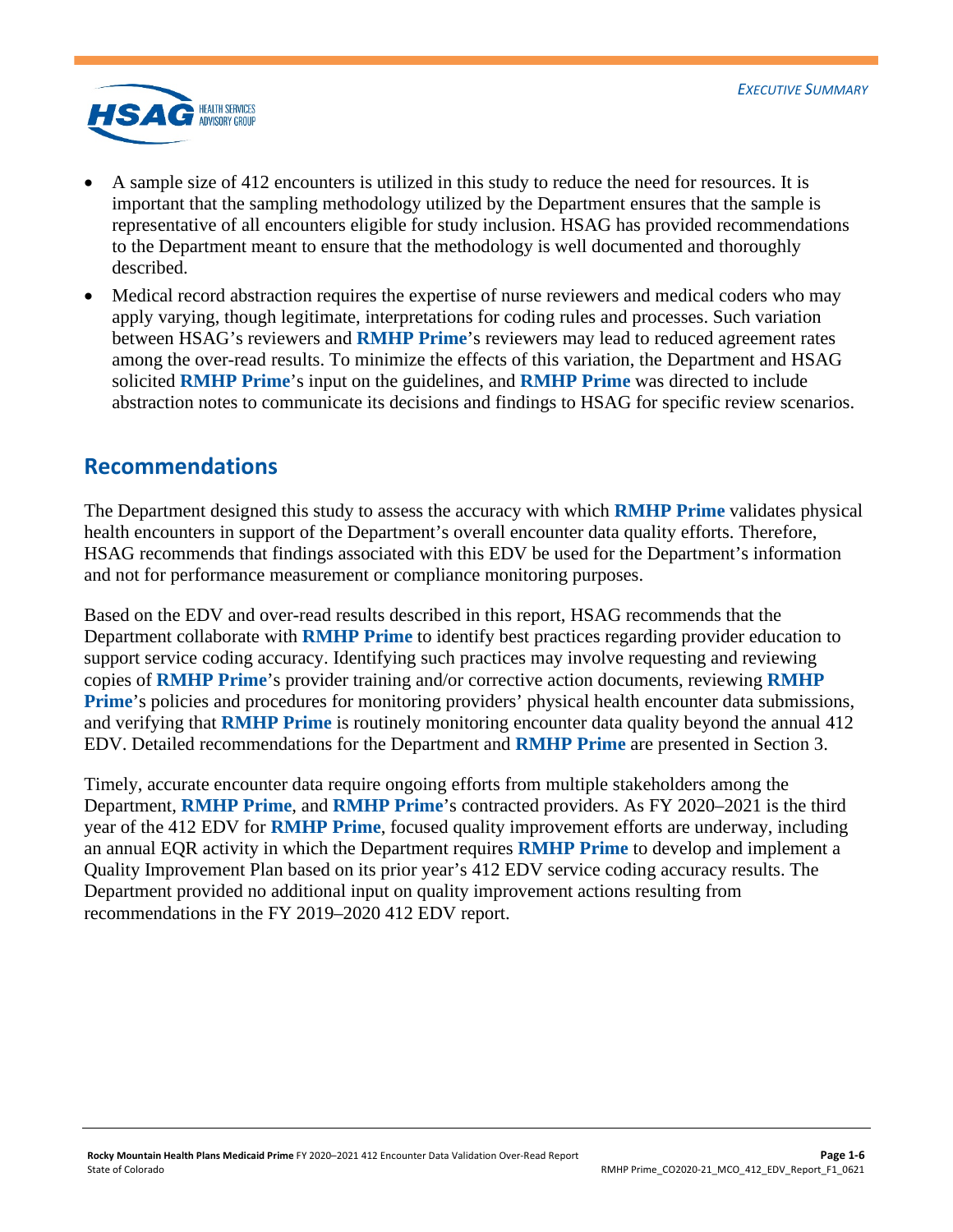- A sample size of 412 encounters is utilized in this study to reduce the need for resources. It is important that the sampling methodology utilized by the Department ensures that the sample is representative of all encounters eligible for study inclusion. HSAG has provided recommendations to the Department meant to ensure that the methodology is well documented and thoroughly described.
- Medical record abstraction requires the expertise of nurse reviewers and medical coders who may apply varying, though legitimate, interpretations for coding rules and processes. Such variation between HSAG's reviewers and **RMHP Prime**'s reviewers may lead to reduced agreement rates among the over-read results. To minimize the effects of this variation, the Department and HSAG solicited **RMHP Prime**'s input on the guidelines, and **RMHP Prime** was directed to include abstraction notes to communicate its decisions and findings to HSAG for specific review scenarios.

## Recommendations

The Department designed this study to assess the accuracy with which **RMHP Prime** validates physical health encounters in support of the Department's overall encounter data quality efforts. Therefore, HSAG recommends that findings associated with this EDV be used for the Department's information and not for performance measurement or compliance monitoring purposes.

Based on the EDV and over-read results described in this report, HSAG recommends that the Department collaborate with **RMHP Prime** to identify best practices regarding provider education to support service coding accuracy. Identifying such practices may involve requesting and reviewing copies of **RMHP Prime**'s provider training and/or corrective action documents, reviewing **RMHP Prime**'s policies and procedures for monitoring providers' physical health encounter data submissions, and verifying that **RMHP Prime** is routinely monitoring encounter data quality beyond the annual 412 EDV. Detailed recommendations for the Department and **RMHP Prime** are presented in Section 3.

Timely, accurate encounter data require ongoing efforts from multiple stakeholders among the Department, **RMHP Prime**, and **RMHP Prime**'s contracted providers. As FY 2020–2021 is the third year of the 412 EDV for **RMHP Prime**, focused quality improvement efforts are underway, including an annual EQR activity in which the Department requires **RMHP Prime** to develop and implement a Quality Improvement Plan based on its prior year's 412 EDV service coding accuracy results. The Department provided no additional input on quality improvement actions resulting from recommendations in the FY 2019–2020 412 EDV report.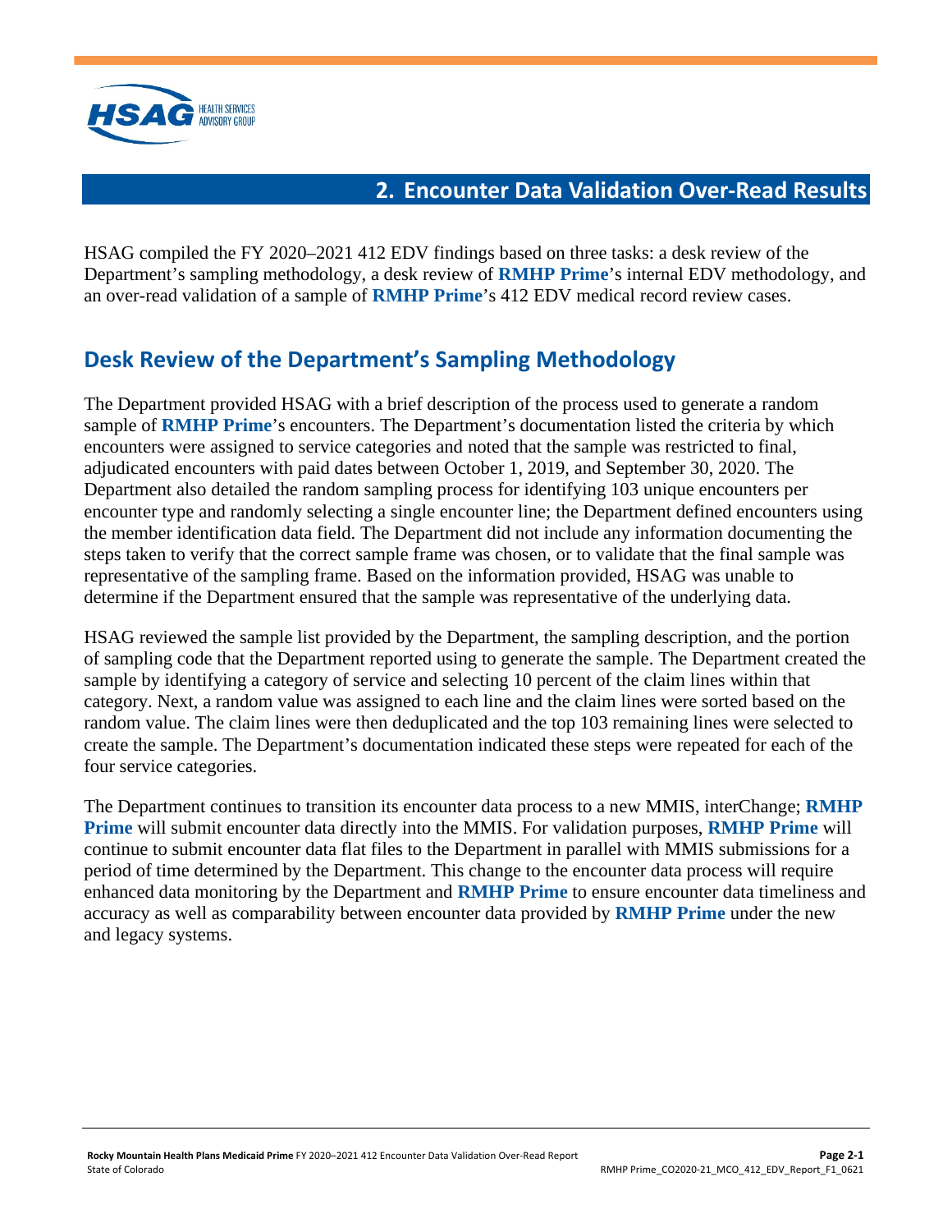# 2. Encounter Data Validation Over-Read Results

HSAG compiled the FY 2020–2021 412 EDV findings based on three tasks: a desk review of the Department's sampling methodology, a desk review of **RMHP Prime**'s internal EDV methodology, and an over-read validation of a sample of **RMHP Prime**'s 412 EDV medical record review cases.

## Desk Review of the Department's Sampling Methodology

The Department provided HSAG with a brief description of the process used to generate a random sample of **RMHP Prime**'s encounters. The Department's documentation listed the criteria by which encounters were assigned to service categories and noted that the sample was restricted to final, adjudicated encounters with paid dates between October 1, 2019, and September 30, 2020. The Department also detailed the random sampling process for identifying 103 unique encounters per encounter type and randomly selecting a single encounter line; the Department defined encounters using the member identification data field. The Department did not include any information documenting the steps taken to verify that the correct sample frame was chosen, or to validate that the final sample was representative of the sampling frame. Based on the information provided, HSAG was unable to determine if the Department ensured that the sample was representative of the underlying data.

HSAG reviewed the sample list provided by the Department, the sampling description, and the portion of sampling code that the Department reported using to generate the sample. The Department created the sample by identifying a category of service and selecting 10 percent of the claim lines within that category. Next, a random value was assigned to each line and the claim lines were sorted based on the random value. The claim lines were then deduplicated and the top 103 remaining lines were selected to create the sample. The Department's documentation indicated these steps were repeated for each of the four service categories.

The Department continues to transition its encounter data process to a new MMIS, interChange; **RMHP Prime** will submit encounter data directly into the MMIS. For validation purposes, **RMHP Prime** will continue to submit encounter data flat files to the Department in parallel with MMIS submissions for a period of time determined by the Department. This change to the encounter data process will require enhanced data monitoring by the Department and **RMHP Prime** to ensure encounter data timeliness and accuracy as well as comparability between encounter data provided by **RMHP Prime** under the new and legacy systems.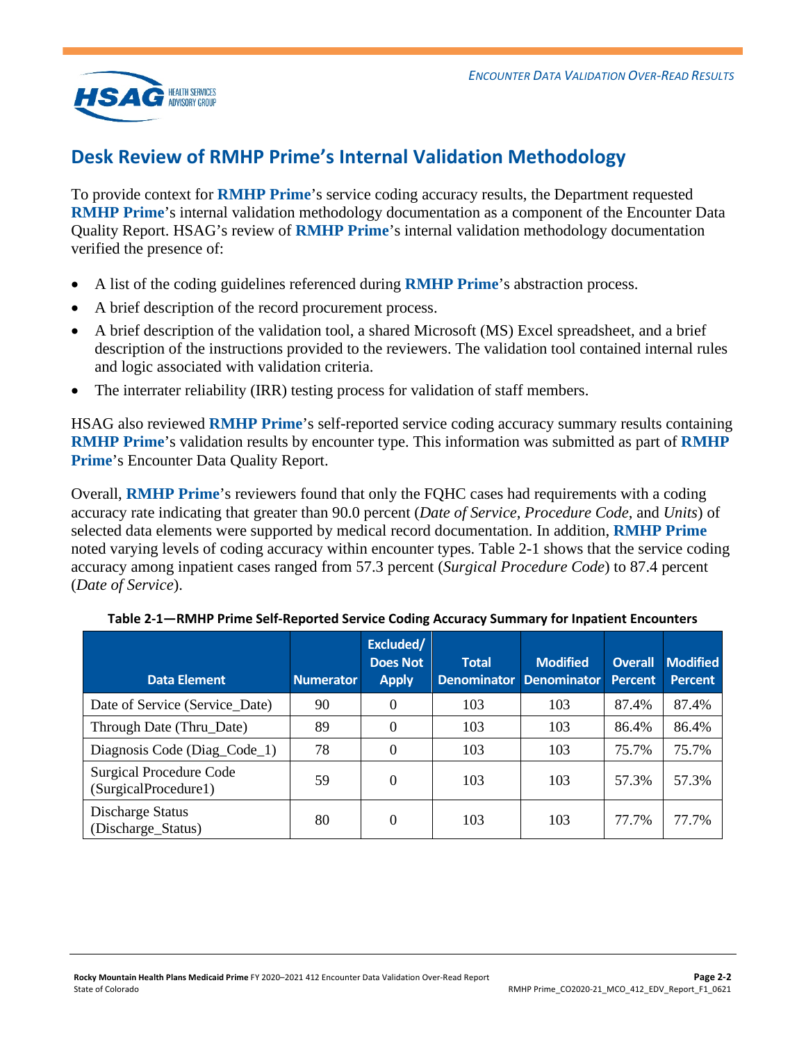## Desk Review of RMHP Prime's Internal Validation Methodology

To provide context for **RMHP Prime**'s service coding accuracy results, the Department requested **RMHP Prime**'s internal validation methodology documentation as a component of the Encounter Data Quality Report. HSAG's review of **RMHP Prime**'s internal validation methodology documentation verified the presence of:

- A list of the coding guidelines referenced during **RMHP Prime**'s abstraction process.
- A brief description of the record procurement process.
- A brief description of the validation tool, a shared Microsoft (MS) Excel spreadsheet, and a brief description of the instructions provided to the reviewers. The validation tool contained internal rules and logic associated with validation criteria.
- The interrater reliability (IRR) testing process for validation of staff members.

HSAG also reviewed **RMHP Prime**'s self-reported service coding accuracy summary results containing **RMHP Prime**'s validation results by encounter type. This information was submitted as part of **RMHP Prime**'s Encounter Data Quality Report.

Overall, **RMHP Prime**'s reviewers found that only the FQHC cases had requirements with a coding accuracy rate indicating that greater than 90.0 percent (*Date of Service*, *Procedure Code*, and *Units*) of selected data elements were supported by medical record documentation. In addition, **RMHP Prime** noted varying levels of coding accuracy within encounter types. Table 2-1 shows that the service coding accuracy among inpatient cases ranged from 57.3 percent (*Surgical Procedure Code*) to 87.4 percent (*Date of Service*).

**Table 2-1—RMHP Prime Self-Reported Service Coding Accuracy Summary for Inpatient Encounters**

| Data Element | Numerator | Excluded/ Does Not Apply | Total Denominator | Modified Denominator | Overall Percent | Modified Percent |
|---|---|---|---|---|---|---|
| Date of Service (Service_Date) | 90 | 0 | 103 | 103 | 87.4% | 87.4% |
| Through Date (Thru_Date) | 89 | 0 | 103 | 103 | 86.4% | 86.4% |
| Diagnosis Code (Diag_Code_1) | 78 | 0 | 103 | 103 | 75.7% | 75.7% |
| Surgical Procedure Code (SurgicalProcedure1) | 59 | 0 | 103 | 103 | 57.3% | 57.3% |
| Discharge Status (Discharge_Status) | 80 | 0 | 103 | 103 | 77.7% | 77.7% |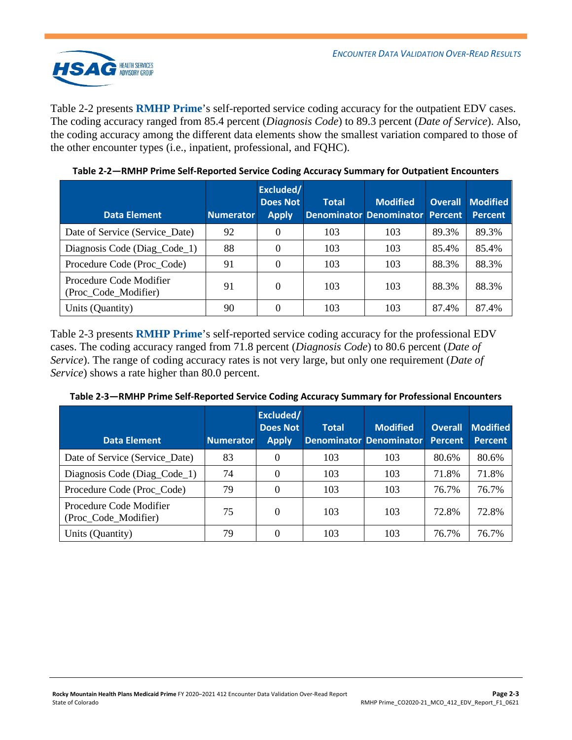Table 2-2 presents **RMHP Prime**'s self-reported service coding accuracy for the outpatient EDV cases. The coding accuracy ranged from 85.4 percent (*Diagnosis Code*) to 89.3 percent (*Date of Service*). Also, the coding accuracy among the different data elements show the smallest variation compared to those of the other encounter types (i.e., inpatient, professional, and FQHC).

**Table 2-2—RMHP Prime Self-Reported Service Coding Accuracy Summary for Outpatient Encounters**

| Data Element | Numerator | Excluded/ Does Not Apply | Total Denominator | Modified Denominator | Overall Percent | Modified Percent |
|---|---|---|---|---|---|---|
| Date of Service (Service_Date) | 92 | 0 | 103 | 103 | 89.3% | 89.3% |
| Diagnosis Code (Diag_Code_1) | 88 | 0 | 103 | 103 | 85.4% | 85.4% |
| Procedure Code (Proc_Code) | 91 | 0 | 103 | 103 | 88.3% | 88.3% |
| Procedure Code Modifier (Proc_Code_Modifier) | 91 | 0 | 103 | 103 | 88.3% | 88.3% |
| Units (Quantity) | 90 | 0 | 103 | 103 | 87.4% | 87.4% |

Table 2-3 presents **RMHP Prime**'s self-reported service coding accuracy for the professional EDV cases. The coding accuracy ranged from 71.8 percent (*Diagnosis Code*) to 80.6 percent (*Date of Service*). The range of coding accuracy rates is not very large, but only one requirement (*Date of Service*) shows a rate higher than 80.0 percent.

**Table 2-3—RMHP Prime Self-Reported Service Coding Accuracy Summary for Professional Encounters**

| Data Element | Numerator | Excluded/ Does Not Apply | Total Denominator | Modified Denominator | Overall Percent | Modified Percent |
|---|---|---|---|---|---|---|
| Date of Service (Service_Date) | 83 | 0 | 103 | 103 | 80.6% | 80.6% |
| Diagnosis Code (Diag_Code_1) | 74 | 0 | 103 | 103 | 71.8% | 71.8% |
| Procedure Code (Proc_Code) | 79 | 0 | 103 | 103 | 76.7% | 76.7% |
| Procedure Code Modifier (Proc_Code_Modifier) | 75 | 0 | 103 | 103 | 72.8% | 72.8% |
| Units (Quantity) | 79 | 0 | 103 | 103 | 76.7% | 76.7% |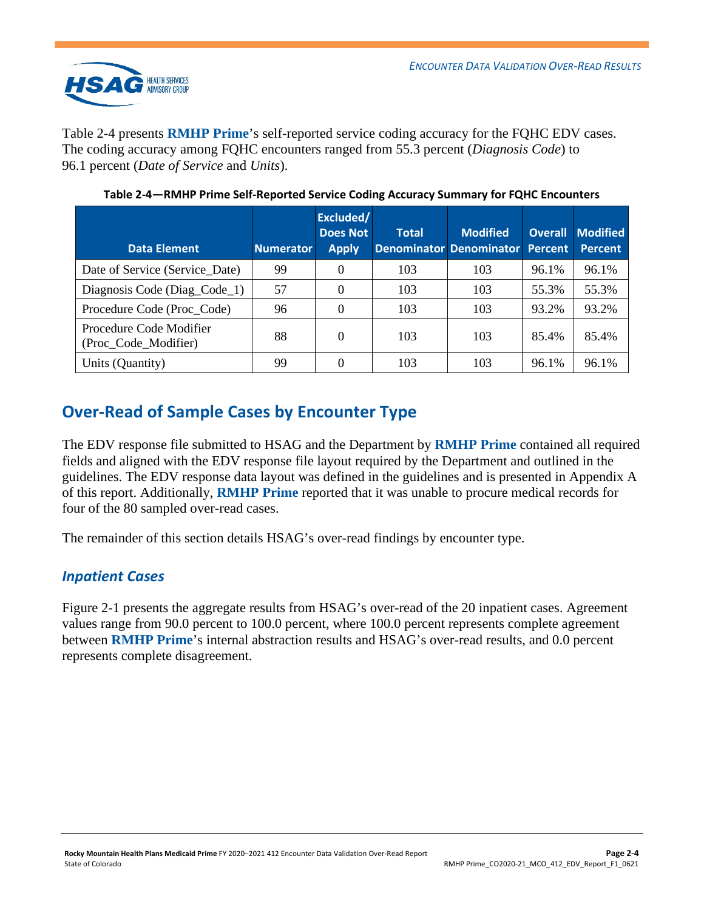Table 2-4 presents **RMHP Prime**'s self-reported service coding accuracy for the FQHC EDV cases. The coding accuracy among FQHC encounters ranged from 55.3 percent (*Diagnosis Code*) to 96.1 percent (*Date of Service* and *Units*).

**Table 2-4—RMHP Prime Self-Reported Service Coding Accuracy Summary for FQHC Encounters**

| Data Element | Numerator | Excluded/ Does Not Apply | Total Denominator | Modified Denominator | Overall Percent | Modified Percent |
|---|---|---|---|---|---|---|
| Date of Service (Service_Date) | 99 | 0 | 103 | 103 | 96.1% | 96.1% |
| Diagnosis Code (Diag_Code_1) | 57 | 0 | 103 | 103 | 55.3% | 55.3% |
| Procedure Code (Proc_Code) | 96 | 0 | 103 | 103 | 93.2% | 93.2% |
| Procedure Code Modifier (Proc_Code_Modifier) | 88 | 0 | 103 | 103 | 85.4% | 85.4% |
| Units (Quantity) | 99 | 0 | 103 | 103 | 96.1% | 96.1% |

## Over-Read of Sample Cases by Encounter Type

The EDV response file submitted to HSAG and the Department by **RMHP Prime** contained all required fields and aligned with the EDV response file layout required by the Department and outlined in the guidelines. The EDV response data layout was defined in the guidelines and is presented in Appendix A of this report. Additionally, **RMHP Prime** reported that it was unable to procure medical records for four of the 80 sampled over-read cases.

The remainder of this section details HSAG's over-read findings by encounter type.

### *Inpatient Cases*

Figure 2-1 presents the aggregate results from HSAG's over-read of the 20 inpatient cases. Agreement values range from 90.0 percent to 100.0 percent, where 100.0 percent represents complete agreement between **RMHP Prime**'s internal abstraction results and HSAG's over-read results, and 0.0 percent represents complete disagreement.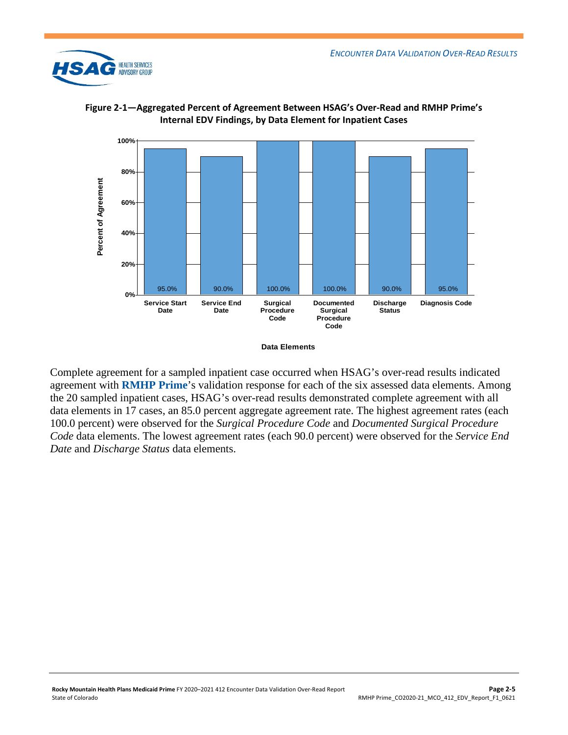**Figure 2-1—Aggregated Percent of Agreement Between HSAG's Over-Read and RMHP Prime's Internal EDV Findings, by Data Element for Inpatient Cases**

| Data Elements | Percent of Agreement |
|---|---|
| Service Start Date | 95.0% |
| Service End Date | 90.0% |
| Surgical Procedure Code | 100.0% |
| Documented Surgical Procedure Code | 100.0% |
| Discharge Status | 90.0% |
| Diagnosis Code | 95.0% |

Complete agreement for a sampled inpatient case occurred when HSAG's over-read results indicated agreement with **RMHP Prime**'s validation response for each of the six assessed data elements. Among the 20 sampled inpatient cases, HSAG's over-read results demonstrated complete agreement with all data elements in 17 cases, an 85.0 percent aggregate agreement rate. The highest agreement rates (each 100.0 percent) were observed for the *Surgical Procedure Code* and *Documented Surgical Procedure Code* data elements. The lowest agreement rates (each 90.0 percent) were observed for the *Service End Date* and *Discharge Status* data elements.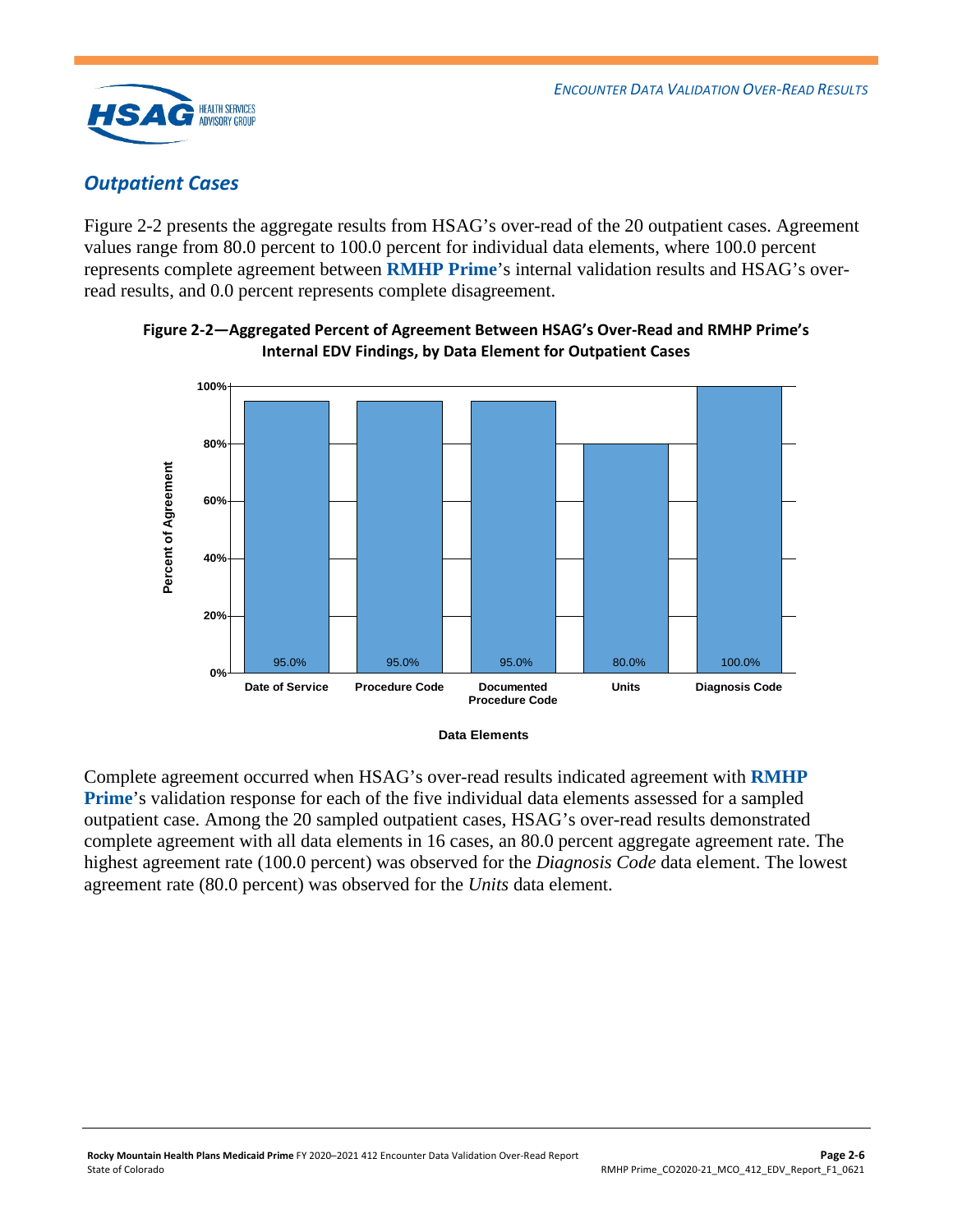## *Outpatient Cases*

Figure 2-2 presents the aggregate results from HSAG's over-read of the 20 outpatient cases. Agreement values range from 80.0 percent to 100.0 percent for individual data elements, where 100.0 percent represents complete agreement between **RMHP Prime**'s internal validation results and HSAG's over-read results, and 0.0 percent represents complete disagreement.

**Figure 2-2—Aggregated Percent of Agreement Between HSAG's Over-Read and RMHP Prime's Internal EDV Findings, by Data Element for Outpatient Cases**

| Data Elements | Percent of Agreement |
|---|---|
| Date of Service | 95.0% |
| Procedure Code | 95.0% |
| Documented Procedure Code | 95.0% |
| Units | 80.0% |
| Diagnosis Code | 100.0% |

Complete agreement occurred when HSAG's over-read results indicated agreement with **RMHP Prime**'s validation response for each of the five individual data elements assessed for a sampled outpatient case. Among the 20 sampled outpatient cases, HSAG's over-read results demonstrated complete agreement with all data elements in 16 cases, an 80.0 percent aggregate agreement rate. The highest agreement rate (100.0 percent) was observed for the *Diagnosis Code* data element. The lowest agreement rate (80.0 percent) was observed for the *Units* data element.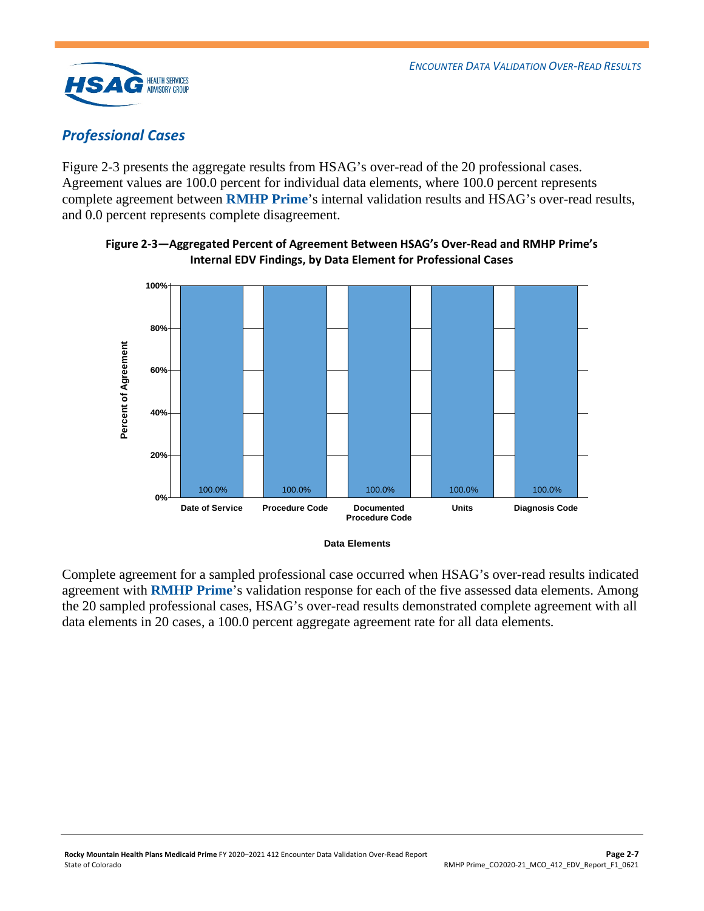## *Professional Cases*

Figure 2-3 presents the aggregate results from HSAG's over-read of the 20 professional cases. Agreement values are 100.0 percent for individual data elements, where 100.0 percent represents complete agreement between **RMHP Prime**'s internal validation results and HSAG's over-read results, and 0.0 percent represents complete disagreement.

**Figure 2-3—Aggregated Percent of Agreement Between HSAG's Over-Read and RMHP Prime's Internal EDV Findings, by Data Element for Professional Cases**

| Data Elements | Percent of Agreement |
|---|---|
| Date of Service | 100.0% |
| Procedure Code | 100.0% |
| Documented Procedure Code | 100.0% |
| Units | 100.0% |
| Diagnosis Code | 100.0% |

Complete agreement for a sampled professional case occurred when HSAG's over-read results indicated agreement with **RMHP Prime**'s validation response for each of the five assessed data elements. Among the 20 sampled professional cases, HSAG's over-read results demonstrated complete agreement with all data elements in 20 cases, a 100.0 percent aggregate agreement rate for all data elements.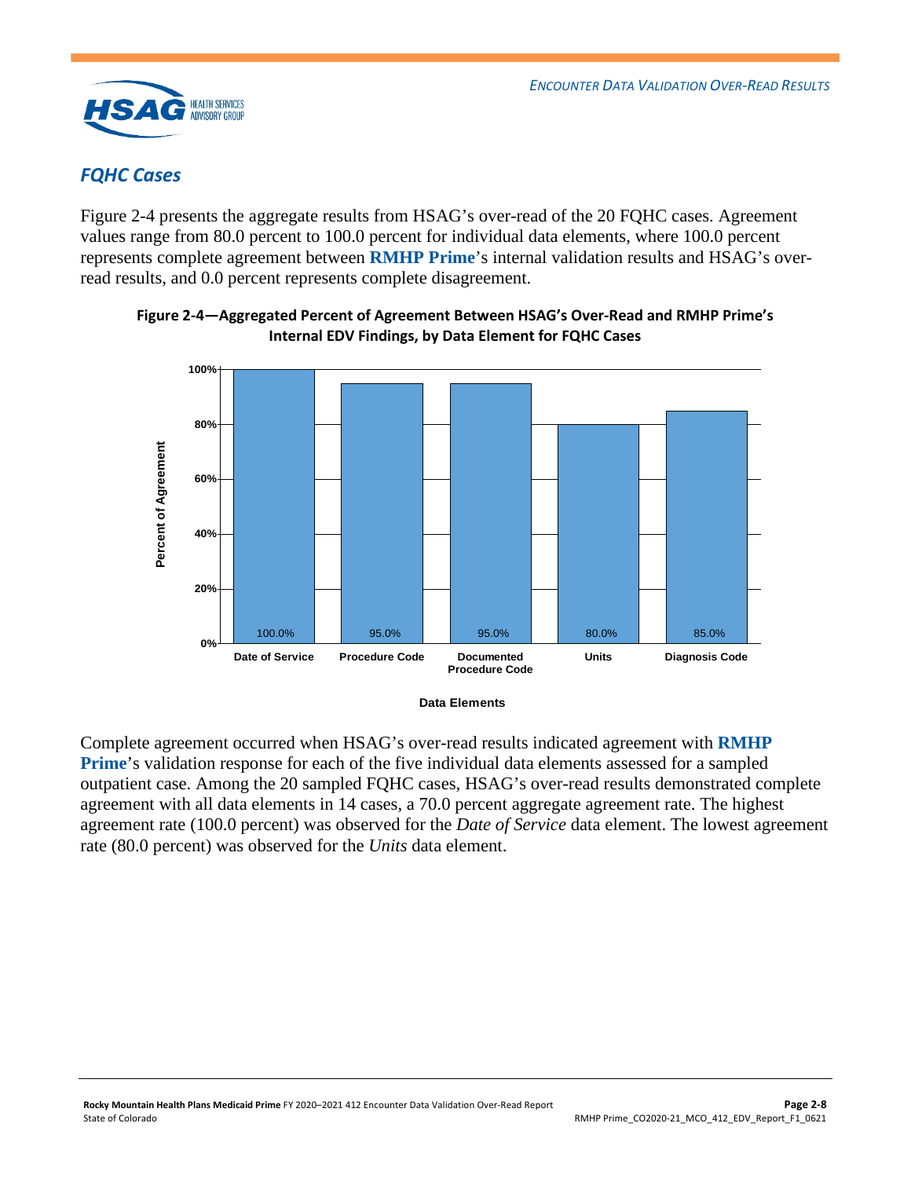## *FQHC Cases*

Figure 2-4 presents the aggregate results from HSAG's over-read of the 20 FQHC cases. Agreement values range from 80.0 percent to 100.0 percent for individual data elements, where 100.0 percent represents complete agreement between **RMHP Prime**'s internal validation results and HSAG's over-read results, and 0.0 percent represents complete disagreement.

**Figure 2-4—Aggregated Percent of Agreement Between HSAG's Over-Read and RMHP Prime's Internal EDV Findings, by Data Element for FQHC Cases**

| Data Elements | Percent of Agreement |
|---|---|
| Date of Service | 100.0% |
| Procedure Code | 95.0% |
| Documented Procedure Code | 95.0% |
| Units | 80.0% |
| Diagnosis Code | 85.0% |

Complete agreement occurred when HSAG's over-read results indicated agreement with **RMHP Prime**'s validation response for each of the five individual data elements assessed for a sampled outpatient case. Among the 20 sampled FQHC cases, HSAG's over-read results demonstrated complete agreement with all data elements in 14 cases, a 70.0 percent aggregate agreement rate. The highest agreement rate (100.0 percent) was observed for the *Date of Service* data element. The lowest agreement rate (80.0 percent) was observed for the *Units* data element.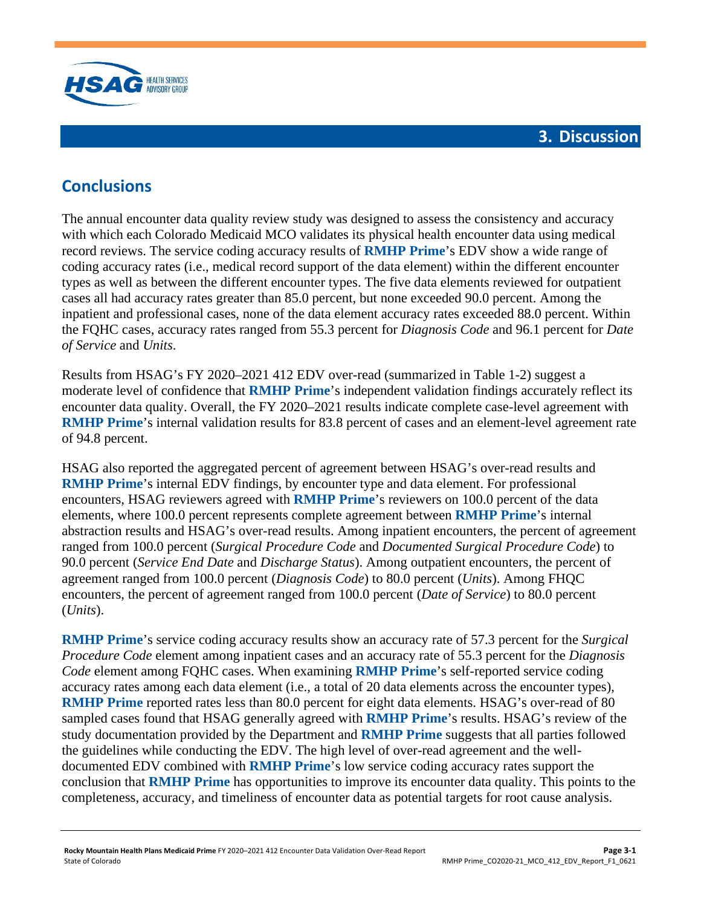# 3. Discussion

## Conclusions

The annual encounter data quality review study was designed to assess the consistency and accuracy with which each Colorado Medicaid MCO validates its physical health encounter data using medical record reviews. The service coding accuracy results of **RMHP Prime**'s EDV show a wide range of coding accuracy rates (i.e., medical record support of the data element) within the different encounter types as well as between the different encounter types. The five data elements reviewed for outpatient cases all had accuracy rates greater than 85.0 percent, but none exceeded 90.0 percent. Among the inpatient and professional cases, none of the data element accuracy rates exceeded 88.0 percent. Within the FQHC cases, accuracy rates ranged from 55.3 percent for *Diagnosis Code* and 96.1 percent for *Date of Service* and *Units*.

Results from HSAG's FY 2020–2021 412 EDV over-read (summarized in Table 1-2) suggest a moderate level of confidence that **RMHP Prime**'s independent validation findings accurately reflect its encounter data quality. Overall, the FY 2020–2021 results indicate complete case-level agreement with **RMHP Prime**'s internal validation results for 83.8 percent of cases and an element-level agreement rate of 94.8 percent.

HSAG also reported the aggregated percent of agreement between HSAG's over-read results and **RMHP Prime**'s internal EDV findings, by encounter type and data element. For professional encounters, HSAG reviewers agreed with **RMHP Prime**'s reviewers on 100.0 percent of the data elements, where 100.0 percent represents complete agreement between **RMHP Prime**'s internal abstraction results and HSAG's over-read results. Among inpatient encounters, the percent of agreement ranged from 100.0 percent (*Surgical Procedure Code* and *Documented Surgical Procedure Code*) to 90.0 percent (*Service End Date* and *Discharge Status*). Among outpatient encounters, the percent of agreement ranged from 100.0 percent (*Diagnosis Code*) to 80.0 percent (*Units*). Among FHQC encounters, the percent of agreement ranged from 100.0 percent (*Date of Service*) to 80.0 percent (*Units*).

**RMHP Prime**'s service coding accuracy results show an accuracy rate of 57.3 percent for the *Surgical Procedure Code* element among inpatient cases and an accuracy rate of 55.3 percent for the *Diagnosis Code* element among FQHC cases. When examining **RMHP Prime**'s self-reported service coding accuracy rates among each data element (i.e., a total of 20 data elements across the encounter types), **RMHP Prime** reported rates less than 80.0 percent for eight data elements. HSAG's over-read of 80 sampled cases found that HSAG generally agreed with **RMHP Prime**'s results. HSAG's review of the study documentation provided by the Department and **RMHP Prime** suggests that all parties followed the guidelines while conducting the EDV. The high level of over-read agreement and the well-documented EDV combined with **RMHP Prime**'s low service coding accuracy rates support the conclusion that **RMHP Prime** has opportunities to improve its encounter data quality. This points to the completeness, accuracy, and timeliness of encounter data as potential targets for root cause analysis.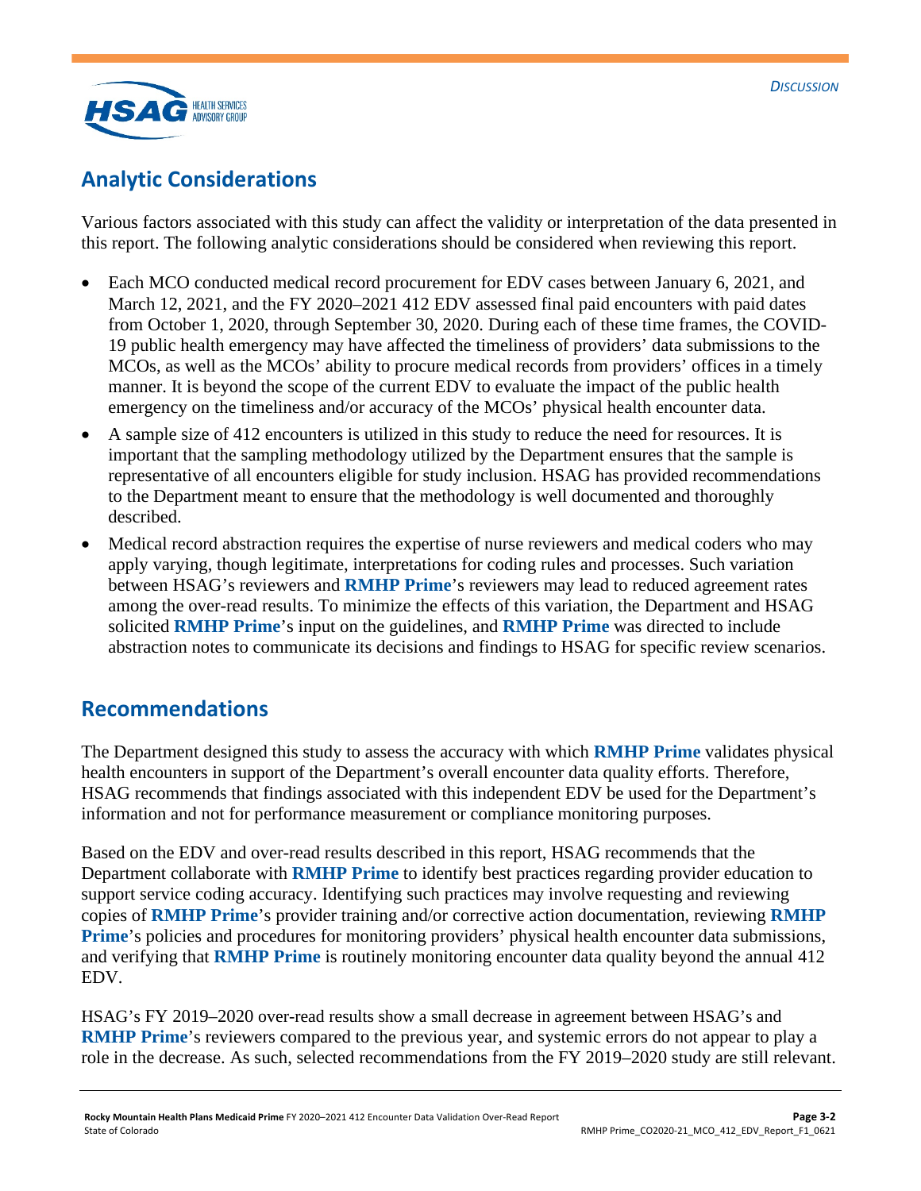## Analytic Considerations

Various factors associated with this study can affect the validity or interpretation of the data presented in this report. The following analytic considerations should be considered when reviewing this report.

- Each MCO conducted medical record procurement for EDV cases between January 6, 2021, and March 12, 2021, and the FY 2020–2021 412 EDV assessed final paid encounters with paid dates from October 1, 2020, through September 30, 2020. During each of these time frames, the COVID-19 public health emergency may have affected the timeliness of providers' data submissions to the MCOs, as well as the MCOs' ability to procure medical records from providers' offices in a timely manner. It is beyond the scope of the current EDV to evaluate the impact of the public health emergency on the timeliness and/or accuracy of the MCOs' physical health encounter data.
- A sample size of 412 encounters is utilized in this study to reduce the need for resources. It is important that the sampling methodology utilized by the Department ensures that the sample is representative of all encounters eligible for study inclusion. HSAG has provided recommendations to the Department meant to ensure that the methodology is well documented and thoroughly described.
- Medical record abstraction requires the expertise of nurse reviewers and medical coders who may apply varying, though legitimate, interpretations for coding rules and processes. Such variation between HSAG's reviewers and **RMHP Prime**'s reviewers may lead to reduced agreement rates among the over-read results. To minimize the effects of this variation, the Department and HSAG solicited **RMHP Prime**'s input on the guidelines, and **RMHP Prime** was directed to include abstraction notes to communicate its decisions and findings to HSAG for specific review scenarios.

## Recommendations

The Department designed this study to assess the accuracy with which **RMHP Prime** validates physical health encounters in support of the Department's overall encounter data quality efforts. Therefore, HSAG recommends that findings associated with this independent EDV be used for the Department's information and not for performance measurement or compliance monitoring purposes.

Based on the EDV and over-read results described in this report, HSAG recommends that the Department collaborate with **RMHP Prime** to identify best practices regarding provider education to support service coding accuracy. Identifying such practices may involve requesting and reviewing copies of **RMHP Prime**'s provider training and/or corrective action documentation, reviewing **RMHP Prime**'s policies and procedures for monitoring providers' physical health encounter data submissions, and verifying that **RMHP Prime** is routinely monitoring encounter data quality beyond the annual 412 EDV.

HSAG's FY 2019–2020 over-read results show a small decrease in agreement between HSAG's and **RMHP Prime**'s reviewers compared to the previous year, and systemic errors do not appear to play a role in the decrease. As such, selected recommendations from the FY 2019–2020 study are still relevant.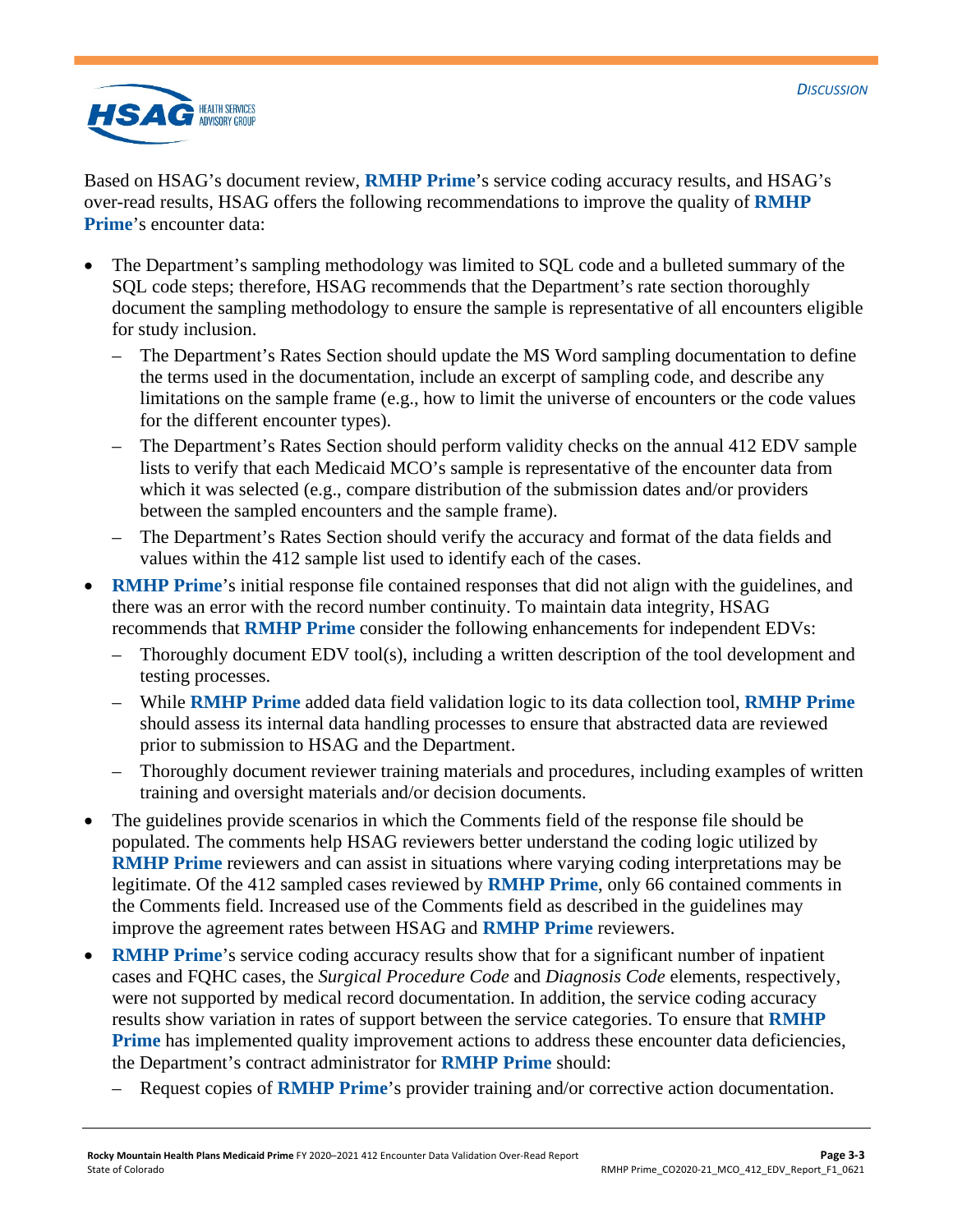Based on HSAG's document review, **RMHP Prime**'s service coding accuracy results, and HSAG's over-read results, HSAG offers the following recommendations to improve the quality of **RMHP Prime**'s encounter data:

- The Department's sampling methodology was limited to SQL code and a bulleted summary of the SQL code steps; therefore, HSAG recommends that the Department's rate section thoroughly document the sampling methodology to ensure the sample is representative of all encounters eligible for study inclusion.
  - The Department's Rates Section should update the MS Word sampling documentation to define the terms used in the documentation, include an excerpt of sampling code, and describe any limitations on the sample frame (e.g., how to limit the universe of encounters or the code values for the different encounter types).
  - The Department's Rates Section should perform validity checks on the annual 412 EDV sample lists to verify that each Medicaid MCO's sample is representative of the encounter data from which it was selected (e.g., compare distribution of the submission dates and/or providers between the sampled encounters and the sample frame).
  - The Department's Rates Section should verify the accuracy and format of the data fields and values within the 412 sample list used to identify each of the cases.
- **RMHP Prime**'s initial response file contained responses that did not align with the guidelines, and there was an error with the record number continuity. To maintain data integrity, HSAG recommends that **RMHP Prime** consider the following enhancements for independent EDVs:
  - Thoroughly document EDV tool(s), including a written description of the tool development and testing processes.
  - While **RMHP Prime** added data field validation logic to its data collection tool, **RMHP Prime** should assess its internal data handling processes to ensure that abstracted data are reviewed prior to submission to HSAG and the Department.
  - Thoroughly document reviewer training materials and procedures, including examples of written training and oversight materials and/or decision documents.
- The guidelines provide scenarios in which the Comments field of the response file should be populated. The comments help HSAG reviewers better understand the coding logic utilized by **RMHP Prime** reviewers and can assist in situations where varying coding interpretations may be legitimate. Of the 412 sampled cases reviewed by **RMHP Prime**, only 66 contained comments in the Comments field. Increased use of the Comments field as described in the guidelines may improve the agreement rates between HSAG and **RMHP Prime** reviewers.
- **RMHP Prime**'s service coding accuracy results show that for a significant number of inpatient cases and FQHC cases, the *Surgical Procedure Code* and *Diagnosis Code* elements, respectively, were not supported by medical record documentation. In addition, the service coding accuracy results show variation in rates of support between the service categories. To ensure that **RMHP Prime** has implemented quality improvement actions to address these encounter data deficiencies, the Department's contract administrator for **RMHP Prime** should:
  - Request copies of **RMHP Prime**'s provider training and/or corrective action documentation.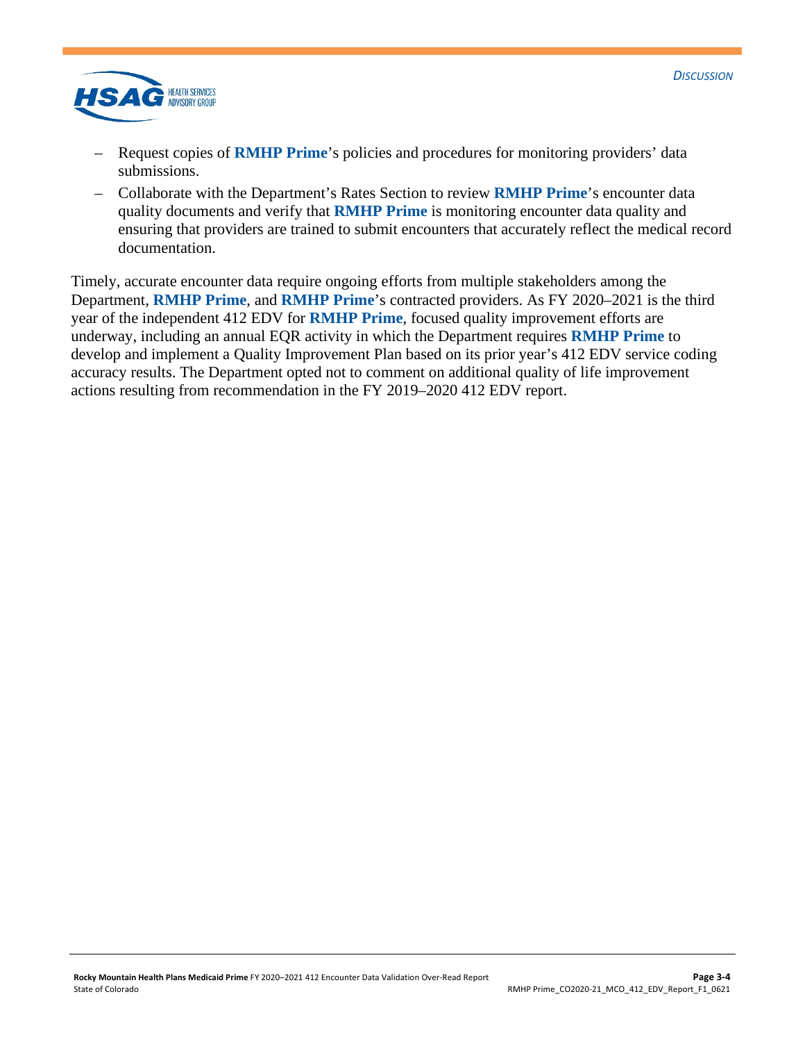- Request copies of **RMHP Prime**'s policies and procedures for monitoring providers' data submissions.
- Collaborate with the Department's Rates Section to review **RMHP Prime**'s encounter data quality documents and verify that **RMHP Prime** is monitoring encounter data quality and ensuring that providers are trained to submit encounters that accurately reflect the medical record documentation.

Timely, accurate encounter data require ongoing efforts from multiple stakeholders among the Department, **RMHP Prime**, and **RMHP Prime**'s contracted providers. As FY 2020–2021 is the third year of the independent 412 EDV for **RMHP Prime**, focused quality improvement efforts are underway, including an annual EQR activity in which the Department requires **RMHP Prime** to develop and implement a Quality Improvement Plan based on its prior year's 412 EDV service coding accuracy results. The Department opted not to comment on additional quality of life improvement actions resulting from recommendation in the FY 2019–2020 412 EDV report.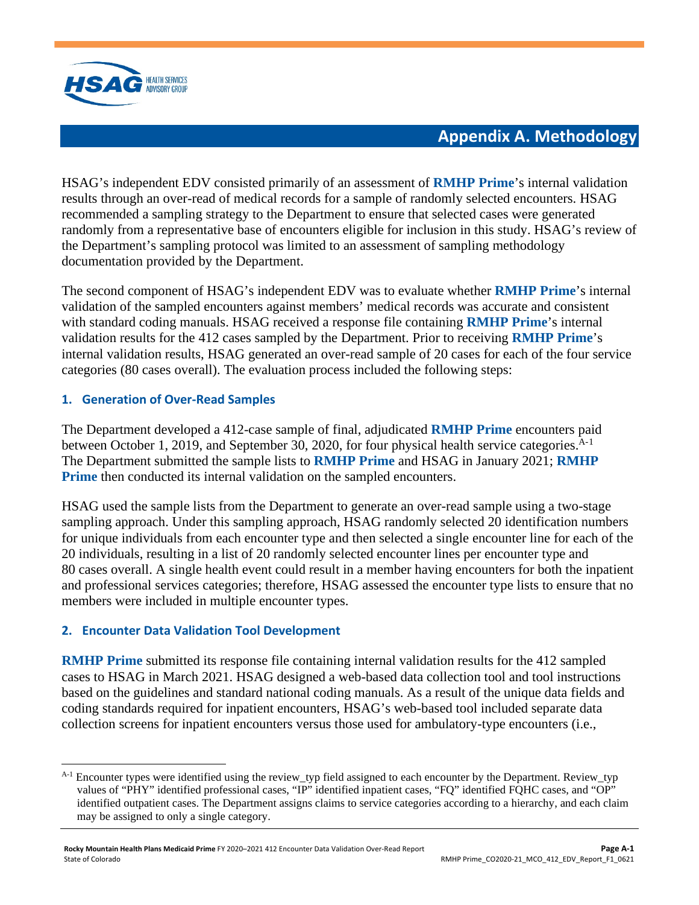# Appendix A. Methodology

HSAG's independent EDV consisted primarily of an assessment of **RMHP Prime**'s internal validation results through an over-read of medical records for a sample of randomly selected encounters. HSAG recommended a sampling strategy to the Department to ensure that selected cases were generated randomly from a representative base of encounters eligible for inclusion in this study. HSAG's review of the Department's sampling protocol was limited to an assessment of sampling methodology documentation provided by the Department.

The second component of HSAG's independent EDV was to evaluate whether **RMHP Prime**'s internal validation of the sampled encounters against members' medical records was accurate and consistent with standard coding manuals. HSAG received a response file containing **RMHP Prime**'s internal validation results for the 412 cases sampled by the Department. Prior to receiving **RMHP Prime**'s internal validation results, HSAG generated an over-read sample of 20 cases for each of the four service categories (80 cases overall). The evaluation process included the following steps:

### 1. Generation of Over-Read Samples

The Department developed a 412-case sample of final, adjudicated **RMHP Prime** encounters paid between October 1, 2019, and September 30, 2020, for four physical health service categories.[A-1] The Department submitted the sample lists to **RMHP Prime** and HSAG in January 2021; **RMHP Prime** then conducted its internal validation on the sampled encounters.

HSAG used the sample lists from the Department to generate an over-read sample using a two-stage sampling approach. Under this sampling approach, HSAG randomly selected 20 identification numbers for unique individuals from each encounter type and then selected a single encounter line for each of the 20 individuals, resulting in a list of 20 randomly selected encounter lines per encounter type and 80 cases overall. A single health event could result in a member having encounters for both the inpatient and professional services categories; therefore, HSAG assessed the encounter type lists to ensure that no members were included in multiple encounter types.

### 2. Encounter Data Validation Tool Development

**RMHP Prime** submitted its response file containing internal validation results for the 412 sampled cases to HSAG in March 2021. HSAG designed a web-based data collection tool and tool instructions based on the guidelines and standard national coding manuals. As a result of the unique data fields and coding standards required for inpatient encounters, HSAG's web-based tool included separate data collection screens for inpatient encounters versus those used for ambulatory-type encounters (i.e.,

---

[A-1] Encounter types were identified using the review_typ field assigned to each encounter by the Department. Review_typ values of "PHY" identified professional cases, "IP" identified inpatient cases, "FQ" identified FQHC cases, and "OP" identified outpatient cases. The Department assigns claims to service categories according to a hierarchy, and each claim may be assigned to only a single category.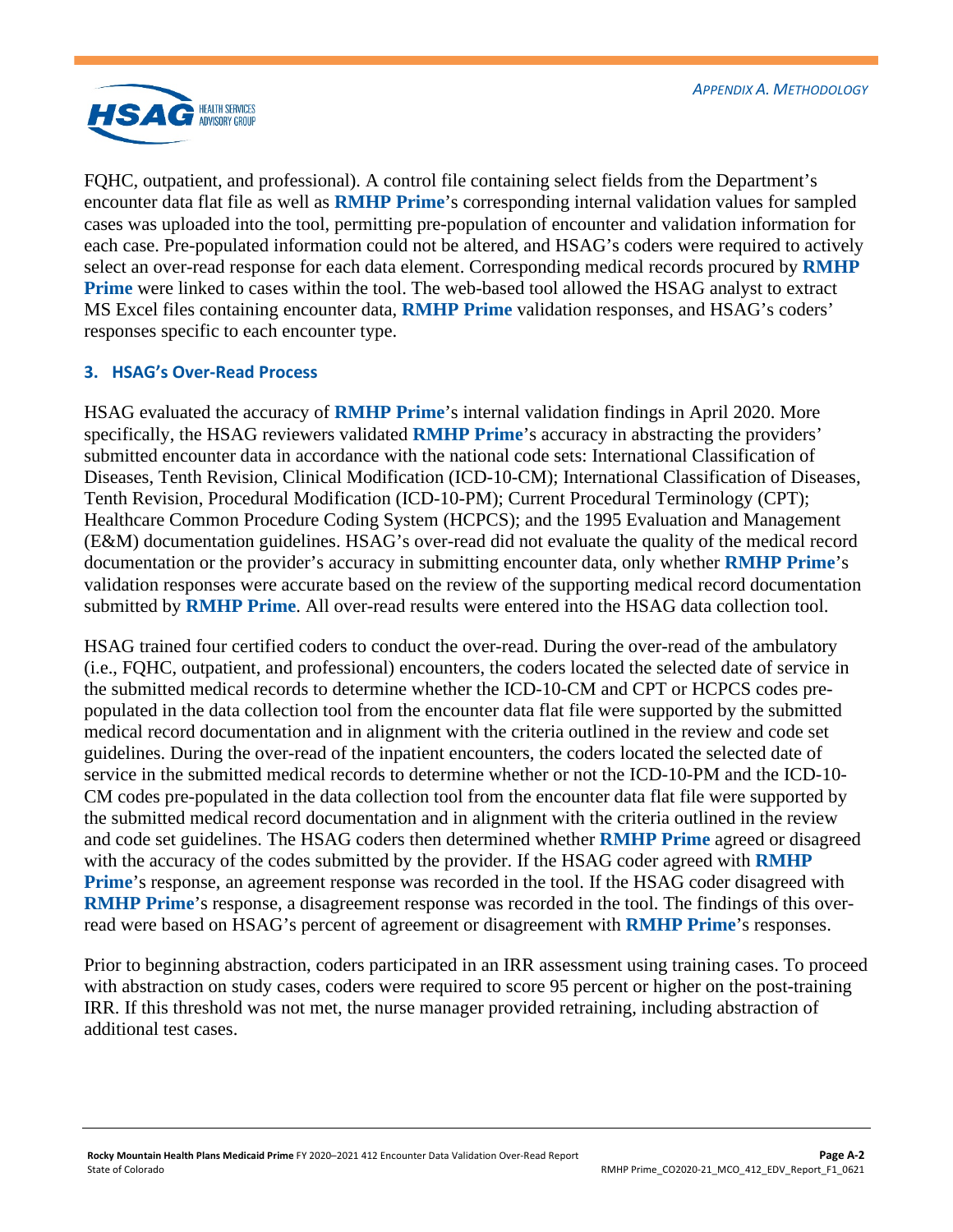FQHC, outpatient, and professional). A control file containing select fields from the Department's encounter data flat file as well as **RMHP Prime**'s corresponding internal validation values for sampled cases was uploaded into the tool, permitting pre-population of encounter and validation information for each case. Pre-populated information could not be altered, and HSAG's coders were required to actively select an over-read response for each data element. Corresponding medical records procured by **RMHP Prime** were linked to cases within the tool. The web-based tool allowed the HSAG analyst to extract MS Excel files containing encounter data, **RMHP Prime** validation responses, and HSAG's coders' responses specific to each encounter type.

### 3. HSAG's Over-Read Process

HSAG evaluated the accuracy of **RMHP Prime**'s internal validation findings in April 2020. More specifically, the HSAG reviewers validated **RMHP Prime**'s accuracy in abstracting the providers' submitted encounter data in accordance with the national code sets: International Classification of Diseases, Tenth Revision, Clinical Modification (ICD-10-CM); International Classification of Diseases, Tenth Revision, Procedural Modification (ICD-10-PM); Current Procedural Terminology (CPT); Healthcare Common Procedure Coding System (HCPCS); and the 1995 Evaluation and Management (E&M) documentation guidelines. HSAG's over-read did not evaluate the quality of the medical record documentation or the provider's accuracy in submitting encounter data, only whether **RMHP Prime**'s validation responses were accurate based on the review of the supporting medical record documentation submitted by **RMHP Prime**. All over-read results were entered into the HSAG data collection tool.

HSAG trained four certified coders to conduct the over-read. During the over-read of the ambulatory (i.e., FQHC, outpatient, and professional) encounters, the coders located the selected date of service in the submitted medical records to determine whether the ICD-10-CM and CPT or HCPCS codes pre-populated in the data collection tool from the encounter data flat file were supported by the submitted medical record documentation and in alignment with the criteria outlined in the review and code set guidelines. During the over-read of the inpatient encounters, the coders located the selected date of service in the submitted medical records to determine whether or not the ICD-10-PM and the ICD-10-CM codes pre-populated in the data collection tool from the encounter data flat file were supported by the submitted medical record documentation and in alignment with the criteria outlined in the review and code set guidelines. The HSAG coders then determined whether **RMHP Prime** agreed or disagreed with the accuracy of the codes submitted by the provider. If the HSAG coder agreed with **RMHP Prime**'s response, an agreement response was recorded in the tool. If the HSAG coder disagreed with **RMHP Prime**'s response, a disagreement response was recorded in the tool. The findings of this over-read were based on HSAG's percent of agreement or disagreement with **RMHP Prime**'s responses.

Prior to beginning abstraction, coders participated in an IRR assessment using training cases. To proceed with abstraction on study cases, coders were required to score 95 percent or higher on the post-training IRR. If this threshold was not met, the nurse manager provided retraining, including abstraction of additional test cases.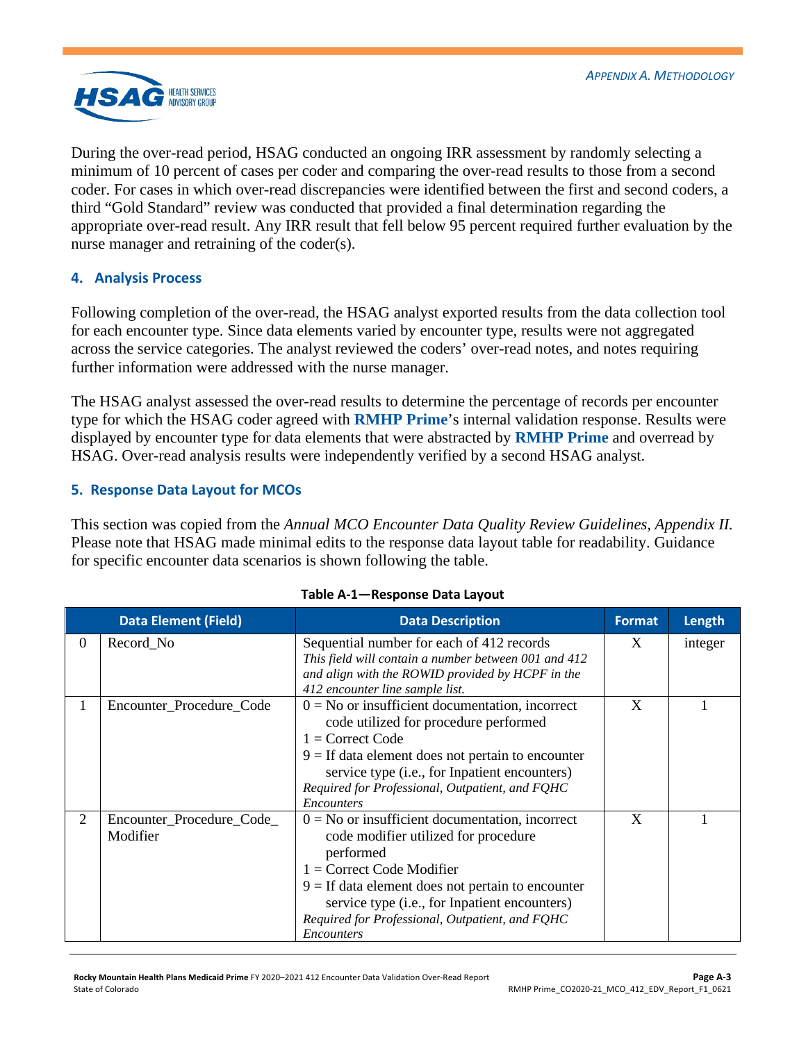During the over-read period, HSAG conducted an ongoing IRR assessment by randomly selecting a minimum of 10 percent of cases per coder and comparing the over-read results to those from a second coder. For cases in which over-read discrepancies were identified between the first and second coders, a third "Gold Standard" review was conducted that provided a final determination regarding the appropriate over-read result. Any IRR result that fell below 95 percent required further evaluation by the nurse manager and retraining of the coder(s).

### 4. Analysis Process

Following completion of the over-read, the HSAG analyst exported results from the data collection tool for each encounter type. Since data elements varied by encounter type, results were not aggregated across the service categories. The analyst reviewed the coders' over-read notes, and notes requiring further information were addressed with the nurse manager.

The HSAG analyst assessed the over-read results to determine the percentage of records per encounter type for which the HSAG coder agreed with **RMHP Prime**'s internal validation response. Results were displayed by encounter type for data elements that were abstracted by **RMHP Prime** and overread by HSAG. Over-read analysis results were independently verified by a second HSAG analyst.

### 5. Response Data Layout for MCOs

This section was copied from the *Annual MCO Encounter Data Quality Review Guidelines, Appendix II.* Please note that HSAG made minimal edits to the response data layout table for readability. Guidance for specific encounter data scenarios is shown following the table.

**Table A-1—Response Data Layout**

| | Data Element (Field) | Data Description | Format | Length |
|---|---|---|---|---|
| 0 | Record_No | Sequential number for each of 412 records<br>*This field will contain a number between 001 and 412 and align with the ROWID provided by HCPF in the 412 encounter line sample list.* | X | integer |
| 1 | Encounter_Procedure_Code | 0 = No or insufficient documentation, incorrect code utilized for procedure performed<br>1 = Correct Code<br>9 = If data element does not pertain to encounter service type (i.e., for Inpatient encounters)<br>*Required for Professional, Outpatient, and FQHC Encounters* | X | 1 |
| 2 | Encounter_Procedure_Code_ Modifier | 0 = No or insufficient documentation, incorrect code modifier utilized for procedure performed<br>1 = Correct Code Modifier<br>9 = If data element does not pertain to encounter service type (i.e., for Inpatient encounters)<br>*Required for Professional, Outpatient, and FQHC Encounters* | X | 1 |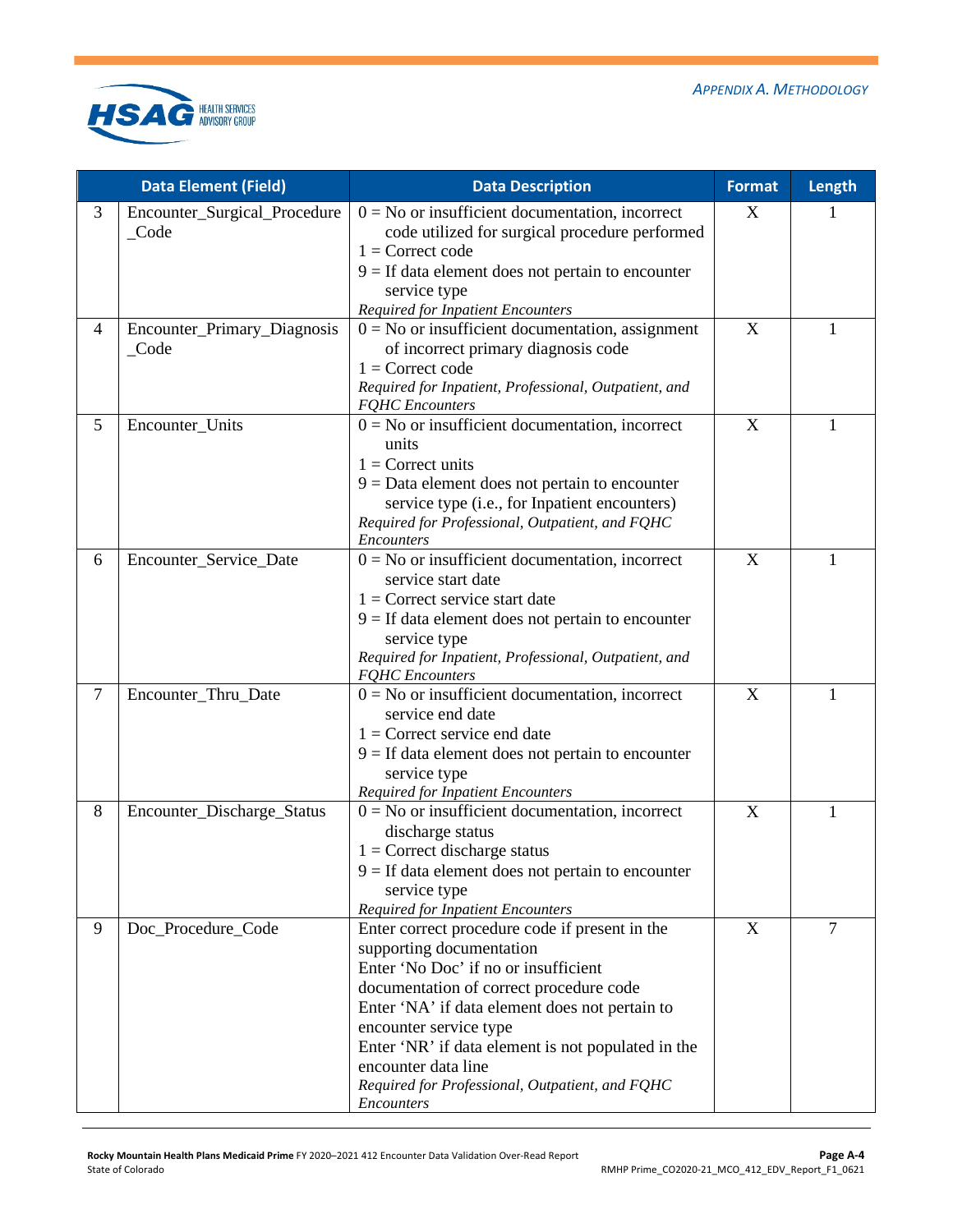| | Data Element (Field) | Data Description | Format | Length |
|---|---|---|---|---|
| 3 | Encounter_Surgical_Procedure_Code | 0 = No or insufficient documentation, incorrect code utilized for surgical procedure performed<br>1 = Correct code<br>9 = If data element does not pertain to encounter service type<br>*Required for Inpatient Encounters* | X | 1 |
| 4 | Encounter_Primary_Diagnosis_Code | 0 = No or insufficient documentation, assignment of incorrect primary diagnosis code<br>1 = Correct code<br>*Required for Inpatient, Professional, Outpatient, and FQHC Encounters* | X | 1 |
| 5 | Encounter_Units | 0 = No or insufficient documentation, incorrect units<br>1 = Correct units<br>9 = Data element does not pertain to encounter service type (i.e., for Inpatient encounters)<br>*Required for Professional, Outpatient, and FQHC Encounters* | X | 1 |
| 6 | Encounter_Service_Date | 0 = No or insufficient documentation, incorrect service start date<br>1 = Correct service start date<br>9 = If data element does not pertain to encounter service type<br>*Required for Inpatient, Professional, Outpatient, and FQHC Encounters* | X | 1 |
| 7 | Encounter_Thru_Date | 0 = No or insufficient documentation, incorrect service end date<br>1 = Correct service end date<br>9 = If data element does not pertain to encounter service type<br>*Required for Inpatient Encounters* | X | 1 |
| 8 | Encounter_Discharge_Status | 0 = No or insufficient documentation, incorrect discharge status<br>1 = Correct discharge status<br>9 = If data element does not pertain to encounter service type<br>*Required for Inpatient Encounters* | X | 1 |
| 9 | Doc_Procedure_Code | Enter correct procedure code if present in the supporting documentation<br>Enter 'No Doc' if no or insufficient documentation of correct procedure code<br>Enter 'NA' if data element does not pertain to encounter service type<br>Enter 'NR' if data element is not populated in the encounter data line<br>*Required for Professional, Outpatient, and FQHC Encounters* | X | 7 |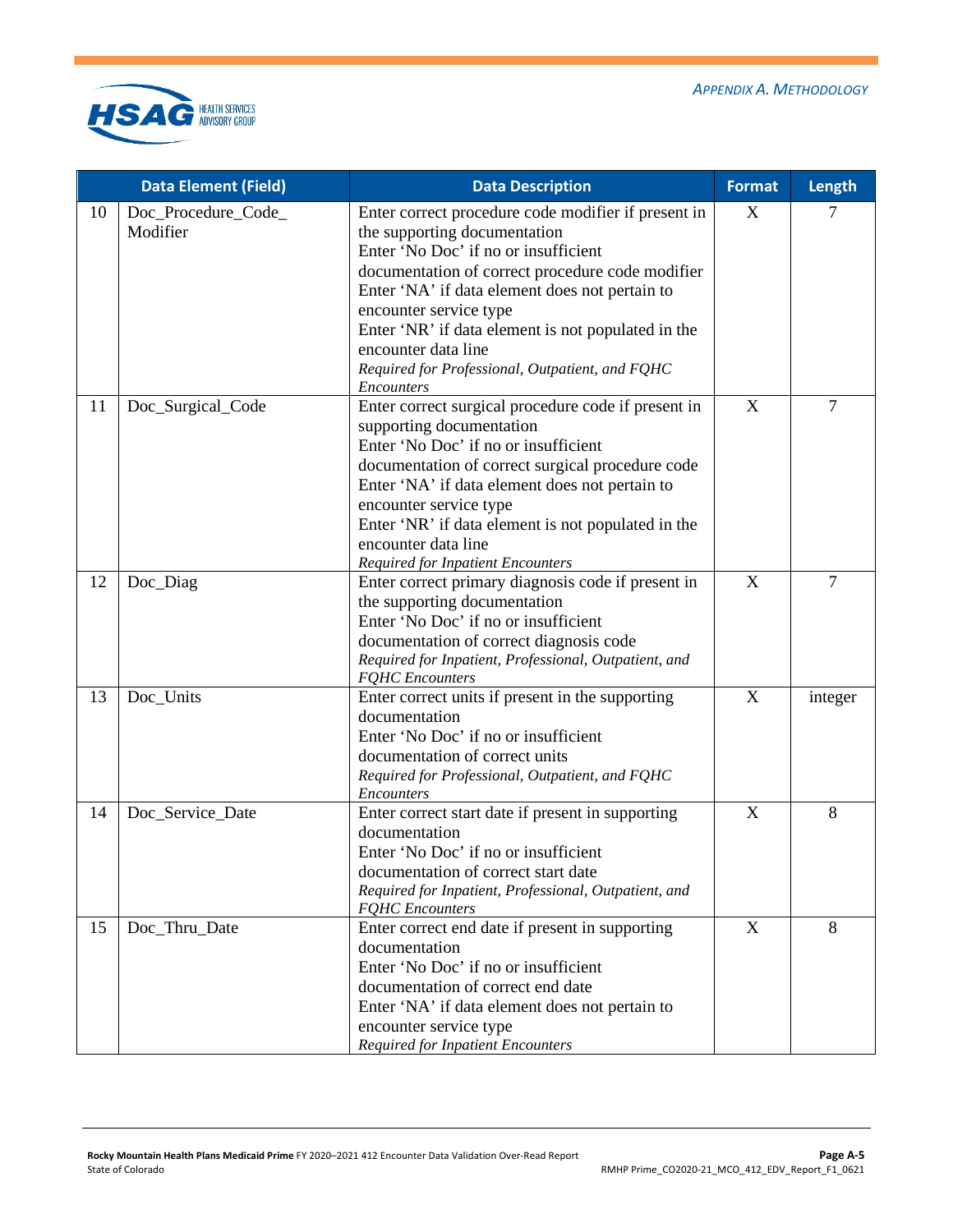| | Data Element (Field) | Data Description | Format | Length |
|---|---|---|---|---|
| 10 | Doc_Procedure_Code_Modifier | Enter correct procedure code modifier if present in the supporting documentation<br>Enter 'No Doc' if no or insufficient documentation of correct procedure code modifier<br>Enter 'NA' if data element does not pertain to encounter service type<br>Enter 'NR' if data element is not populated in the encounter data line<br>*Required for Professional, Outpatient, and FQHC Encounters* | X | 7 |
| 11 | Doc_Surgical_Code | Enter correct surgical procedure code if present in supporting documentation<br>Enter 'No Doc' if no or insufficient documentation of correct surgical procedure code<br>Enter 'NA' if data element does not pertain to encounter service type<br>Enter 'NR' if data element is not populated in the encounter data line<br>*Required for Inpatient Encounters* | X | 7 |
| 12 | Doc_Diag | Enter correct primary diagnosis code if present in the supporting documentation<br>Enter 'No Doc' if no or insufficient documentation of correct diagnosis code<br>*Required for Inpatient, Professional, Outpatient, and FQHC Encounters* | X | 7 |
| 13 | Doc_Units | Enter correct units if present in the supporting documentation<br>Enter 'No Doc' if no or insufficient documentation of correct units<br>*Required for Professional, Outpatient, and FQHC Encounters* | X | integer |
| 14 | Doc_Service_Date | Enter correct start date if present in supporting documentation<br>Enter 'No Doc' if no or insufficient documentation of correct start date<br>*Required for Inpatient, Professional, Outpatient, and FQHC Encounters* | X | 8 |
| 15 | Doc_Thru_Date | Enter correct end date if present in supporting documentation<br>Enter 'No Doc' if no or insufficient documentation of correct end date<br>Enter 'NA' if data element does not pertain to encounter service type<br>*Required for Inpatient Encounters* | X | 8 |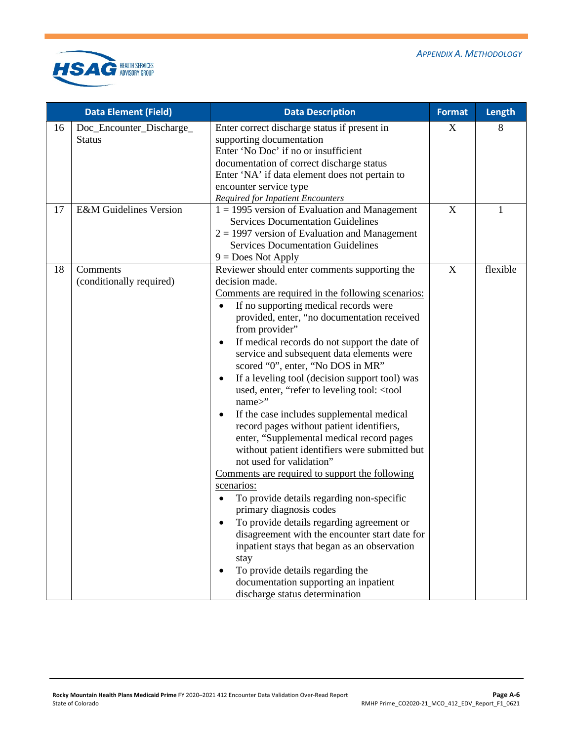| | Data Element (Field) | Data Description | Format | Length |
|---|---|---|---|---|
| 16 | Doc_Encounter_Discharge_ Status | Enter correct discharge status if present in supporting documentation<br>Enter 'No Doc' if no or insufficient documentation of correct discharge status<br>Enter 'NA' if data element does not pertain to encounter service type<br>*Required for Inpatient Encounters* | X | 8 |
| 17 | E&M Guidelines Version | 1 = 1995 version of Evaluation and Management Services Documentation Guidelines<br>2 = 1997 version of Evaluation and Management Services Documentation Guidelines<br>9 = Does Not Apply | X | 1 |
| 18 | Comments (conditionally required) | Reviewer should enter comments supporting the decision made.<br>Comments are required in the following scenarios:<br>• If no supporting medical records were provided, enter, "no documentation received from provider"<br>• If medical records do not support the date of service and subsequent data elements were scored "0", enter, "No DOS in MR"<br>• If a leveling tool (decision support tool) was used, enter, "refer to leveling tool: <tool name>"<br>• If the case includes supplemental medical record pages without patient identifiers, enter, "Supplemental medical record pages without patient identifiers were submitted but not used for validation"<br>Comments are required to support the following scenarios:<br>• To provide details regarding non-specific primary diagnosis codes<br>• To provide details regarding agreement or disagreement with the encounter start date for inpatient stays that began as an observation stay<br>• To provide details regarding the documentation supporting an inpatient discharge status determination | X | flexible |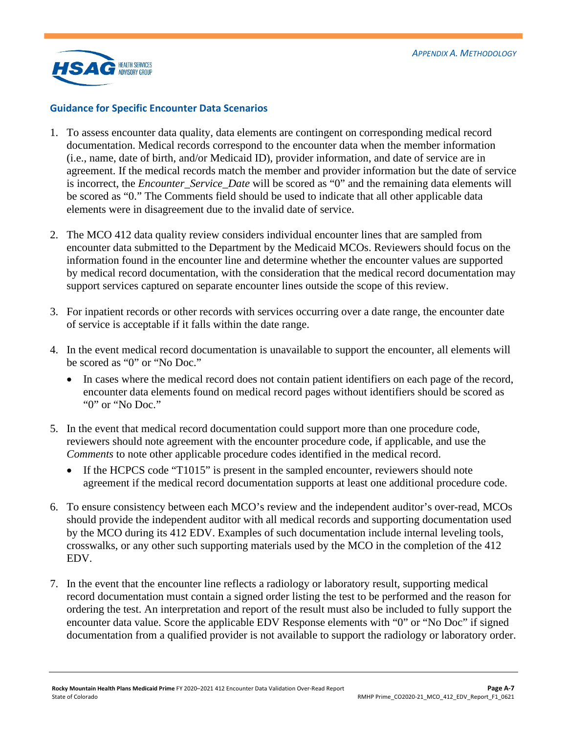### Guidance for Specific Encounter Data Scenarios

1. To assess encounter data quality, data elements are contingent on corresponding medical record documentation. Medical records correspond to the encounter data when the member information (i.e., name, date of birth, and/or Medicaid ID), provider information, and date of service are in agreement. If the medical records match the member and provider information but the date of service is incorrect, the *Encounter_Service_Date* will be scored as "0" and the remaining data elements will be scored as "0." The Comments field should be used to indicate that all other applicable data elements were in disagreement due to the invalid date of service.

2. The MCO 412 data quality review considers individual encounter lines that are sampled from encounter data submitted to the Department by the Medicaid MCOs. Reviewers should focus on the information found in the encounter line and determine whether the encounter values are supported by medical record documentation, with the consideration that the medical record documentation may support services captured on separate encounter lines outside the scope of this review.

3. For inpatient records or other records with services occurring over a date range, the encounter date of service is acceptable if it falls within the date range.

4. In the event medical record documentation is unavailable to support the encounter, all elements will be scored as "0" or "No Doc."
   - In cases where the medical record does not contain patient identifiers on each page of the record, encounter data elements found on medical record pages without identifiers should be scored as "0" or "No Doc."

5. In the event that medical record documentation could support more than one procedure code, reviewers should note agreement with the encounter procedure code, if applicable, and use the *Comments* to note other applicable procedure codes identified in the medical record.
   - If the HCPCS code "T1015" is present in the sampled encounter, reviewers should note agreement if the medical record documentation supports at least one additional procedure code.

6. To ensure consistency between each MCO's review and the independent auditor's over-read, MCOs should provide the independent auditor with all medical records and supporting documentation used by the MCO during its 412 EDV. Examples of such documentation include internal leveling tools, crosswalks, or any other such supporting materials used by the MCO in the completion of the 412 EDV.

7. In the event that the encounter line reflects a radiology or laboratory result, supporting medical record documentation must contain a signed order listing the test to be performed and the reason for ordering the test. An interpretation and report of the result must also be included to fully support the encounter data value. Score the applicable EDV Response elements with "0" or "No Doc" if signed documentation from a qualified provider is not available to support the radiology or laboratory order.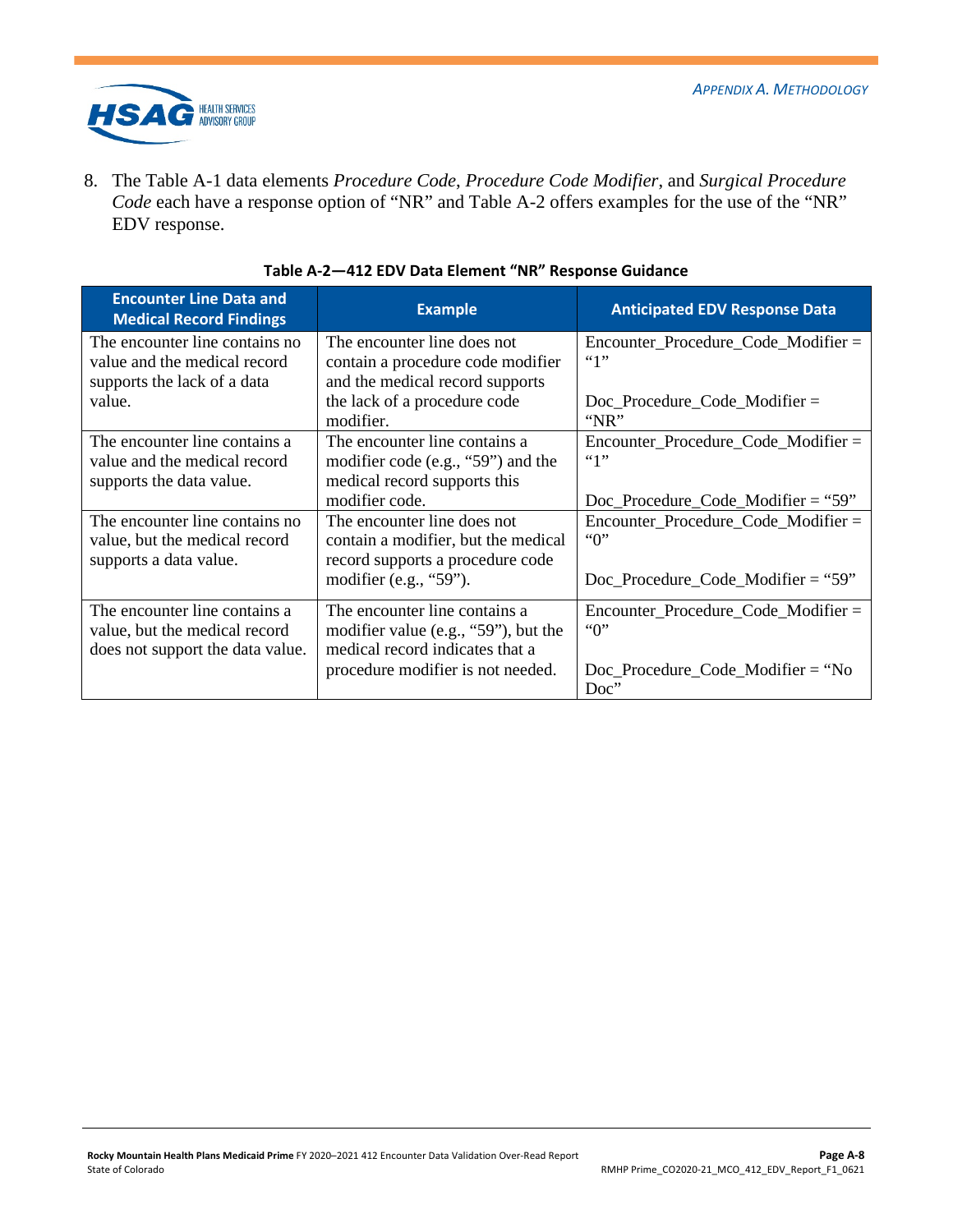8. The Table A-1 data elements *Procedure Code*, *Procedure Code Modifier*, and *Surgical Procedure Code* each have a response option of "NR" and Table A-2 offers examples for the use of the "NR" EDV response.

**Table A-2—412 EDV Data Element "NR" Response Guidance**

| Encounter Line Data and Medical Record Findings | Example | Anticipated EDV Response Data |
|---|---|---|
| The encounter line contains no value and the medical record supports the lack of a data value. | The encounter line does not contain a procedure code modifier and the medical record supports the lack of a procedure code modifier. | Encounter_Procedure_Code_Modifier = "1"<br><br>Doc_Procedure_Code_Modifier = "NR" |
| The encounter line contains a value and the medical record supports the data value. | The encounter line contains a modifier code (e.g., "59") and the medical record supports this modifier code. | Encounter_Procedure_Code_Modifier = "1"<br><br>Doc_Procedure_Code_Modifier = "59" |
| The encounter line contains no value, but the medical record supports a data value. | The encounter line does not contain a modifier, but the medical record supports a procedure code modifier (e.g., "59"). | Encounter_Procedure_Code_Modifier = "0"<br><br>Doc_Procedure_Code_Modifier = "59" |
| The encounter line contains a value, but the medical record does not support the data value. | The encounter line contains a modifier value (e.g., "59"), but the medical record indicates that a procedure modifier is not needed. | Encounter_Procedure_Code_Modifier = "0"<br><br>Doc_Procedure_Code_Modifier = "No Doc" |